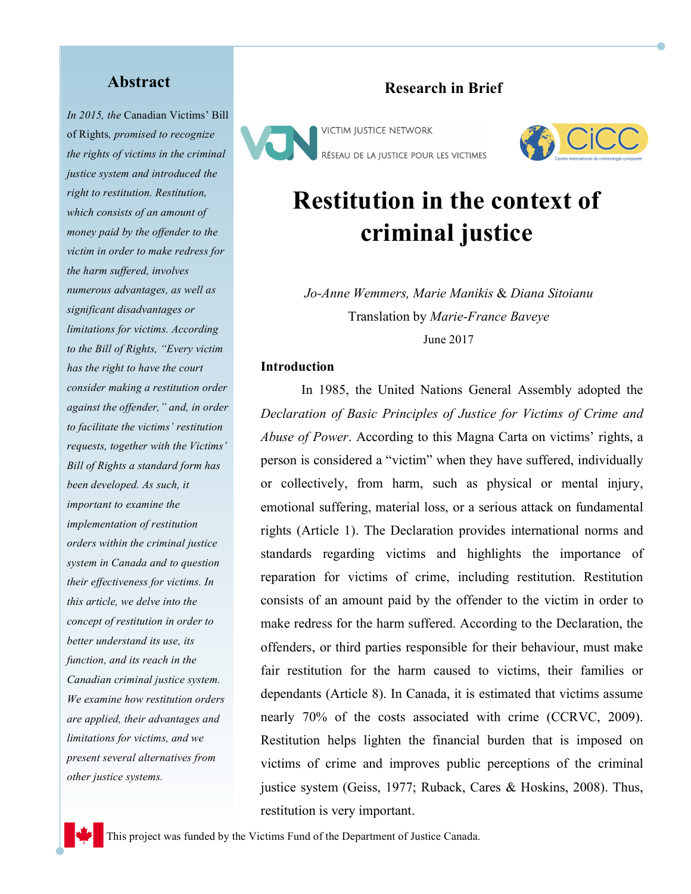Research in Brief

VICTIM JUSTICE NETWORK
RÉSEAU DE LA JUSTICE POUR LES VICTIMES

CICC
Centre international de criminologie comparée

# Restitution in the context of criminal justice

*Jo-Anne Wemmers, Marie Manikis & Diana Sitoianu*

Translation by *Marie-France Baveye*

June 2017

## Abstract

*In 2015, the* Canadian Victims' Bill of Rights, *promised to recognize the rights of victims in the criminal justice system and introduced the right to restitution. Restitution, which consists of an amount of money paid by the offender to the victim in order to make redress for the harm suffered, involves numerous advantages, as well as significant disadvantages or limitations for victims. According to the Bill of Rights, "Every victim has the right to have the court consider making a restitution order against the offender," and, in order to facilitate the victims' restitution requests, together with the Victims' Bill of Rights a standard form has been developed. As such, it important to examine the implementation of restitution orders within the criminal justice system in Canada and to question their effectiveness for victims. In this article, we delve into the concept of restitution in order to better understand its use, its function, and its reach in the Canadian criminal justice system. We examine how restitution orders are applied, their advantages and limitations for victims, and we present several alternatives from other justice systems.*

## Introduction

In 1985, the United Nations General Assembly adopted the *Declaration of Basic Principles of Justice for Victims of Crime and Abuse of Power*. According to this Magna Carta on victims' rights, a person is considered a "victim" when they have suffered, individually or collectively, from harm, such as physical or mental injury, emotional suffering, material loss, or a serious attack on fundamental rights (Article 1). The Declaration provides international norms and standards regarding victims and highlights the importance of reparation for victims of crime, including restitution. Restitution consists of an amount paid by the offender to the victim in order to make redress for the harm suffered. According to the Declaration, the offenders, or third parties responsible for their behaviour, must make fair restitution for the harm caused to victims, their families or dependants (Article 8). In Canada, it is estimated that victims assume nearly 70% of the costs associated with crime (CCRVC, 2009). Restitution helps lighten the financial burden that is imposed on victims of crime and improves public perceptions of the criminal justice system (Geiss, 1977; Ruback, Cares & Hoskins, 2008). Thus, restitution is very important.

This project was funded by the Victims Fund of the Department of Justice Canada.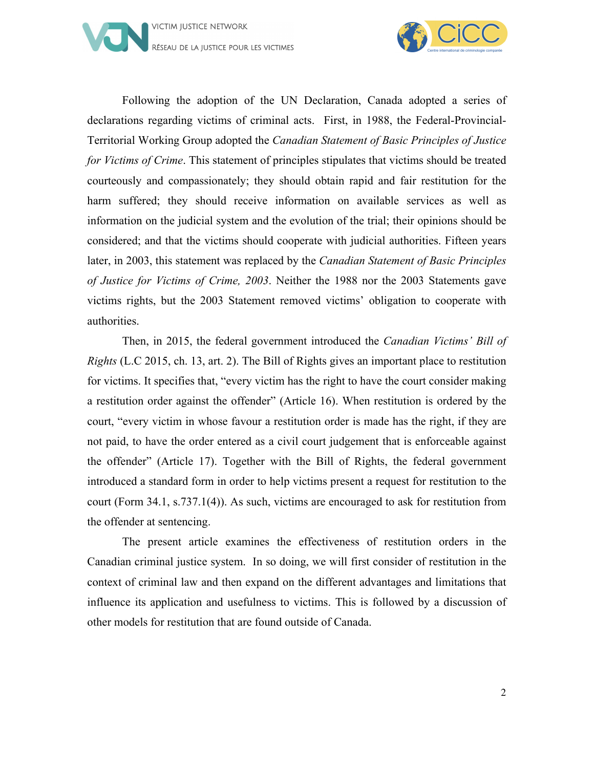Following the adoption of the UN Declaration, Canada adopted a series of declarations regarding victims of criminal acts. First, in 1988, the Federal-Provincial-Territorial Working Group adopted the *Canadian Statement of Basic Principles of Justice for Victims of Crime*. This statement of principles stipulates that victims should be treated courteously and compassionately; they should obtain rapid and fair restitution for the harm suffered; they should receive information on available services as well as information on the judicial system and the evolution of the trial; their opinions should be considered; and that the victims should cooperate with judicial authorities. Fifteen years later, in 2003, this statement was replaced by the *Canadian Statement of Basic Principles of Justice for Victims of Crime, 2003*. Neither the 1988 nor the 2003 Statements gave victims rights, but the 2003 Statement removed victims' obligation to cooperate with authorities.

Then, in 2015, the federal government introduced the *Canadian Victims' Bill of Rights* (L.C 2015, ch. 13, art. 2). The Bill of Rights gives an important place to restitution for victims. It specifies that, "every victim has the right to have the court consider making a restitution order against the offender" (Article 16). When restitution is ordered by the court, "every victim in whose favour a restitution order is made has the right, if they are not paid, to have the order entered as a civil court judgement that is enforceable against the offender" (Article 17). Together with the Bill of Rights, the federal government introduced a standard form in order to help victims present a request for restitution to the court (Form 34.1, s.737.1(4)). As such, victims are encouraged to ask for restitution from the offender at sentencing.

The present article examines the effectiveness of restitution orders in the Canadian criminal justice system. In so doing, we will first consider of restitution in the context of criminal law and then expand on the different advantages and limitations that influence its application and usefulness to victims. This is followed by a discussion of other models for restitution that are found outside of Canada.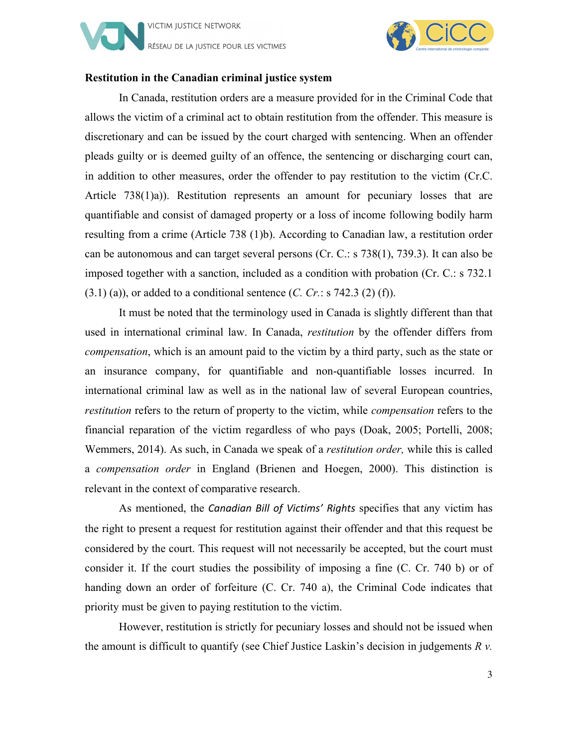**Restitution in the Canadian criminal justice system**

In Canada, restitution orders are a measure provided for in the Criminal Code that allows the victim of a criminal act to obtain restitution from the offender. This measure is discretionary and can be issued by the court charged with sentencing. When an offender pleads guilty or is deemed guilty of an offence, the sentencing or discharging court can, in addition to other measures, order the offender to pay restitution to the victim (Cr.C. Article 738(1)a)). Restitution represents an amount for pecuniary losses that are quantifiable and consist of damaged property or a loss of income following bodily harm resulting from a crime (Article 738 (1)b). According to Canadian law, a restitution order can be autonomous and can target several persons (Cr. C.: s 738(1), 739.3). It can also be imposed together with a sanction, included as a condition with probation (Cr. C.: s 732.1 (3.1) (a)), or added to a conditional sentence (*C. Cr.*: s 742.3 (2) (f)).

It must be noted that the terminology used in Canada is slightly different than that used in international criminal law. In Canada, *restitution* by the offender differs from *compensation*, which is an amount paid to the victim by a third party, such as the state or an insurance company, for quantifiable and non-quantifiable losses incurred. In international criminal law as well as in the national law of several European countries, *restitution* refers to the return of property to the victim, while *compensation* refers to the financial reparation of the victim regardless of who pays (Doak, 2005; Portelli, 2008; Wemmers, 2014). As such, in Canada we speak of a *restitution order,* while this is called a *compensation order* in England (Brienen and Hoegen, 2000). This distinction is relevant in the context of comparative research.

As mentioned, the *Canadian Bill of Victims' Rights* specifies that any victim has the right to present a request for restitution against their offender and that this request be considered by the court. This request will not necessarily be accepted, but the court must consider it. If the court studies the possibility of imposing a fine (C. Cr. 740 b) or of handing down an order of forfeiture (C. Cr. 740 a), the Criminal Code indicates that priority must be given to paying restitution to the victim.

However, restitution is strictly for pecuniary losses and should not be issued when the amount is difficult to quantify (see Chief Justice Laskin's decision in judgements *R v.*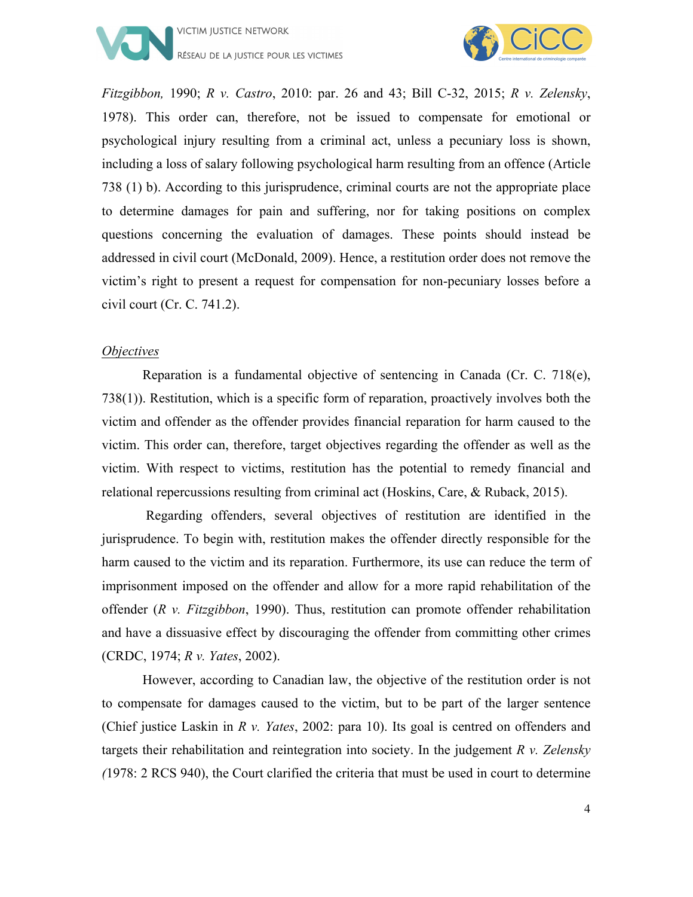*Fitzgibbon,* 1990; *R v. Castro*, 2010: par. 26 and 43; Bill C-32, 2015; *R v. Zelensky*, 1978). This order can, therefore, not be issued to compensate for emotional or psychological injury resulting from a criminal act, unless a pecuniary loss is shown, including a loss of salary following psychological harm resulting from an offence (Article 738 (1) b). According to this jurisprudence, criminal courts are not the appropriate place to determine damages for pain and suffering, nor for taking positions on complex questions concerning the evaluation of damages. These points should instead be addressed in civil court (McDonald, 2009). Hence, a restitution order does not remove the victim's right to present a request for compensation for non-pecuniary losses before a civil court (Cr. C. 741.2).

*Objectives*

Reparation is a fundamental objective of sentencing in Canada (Cr. C. 718(e), 738(1)). Restitution, which is a specific form of reparation, proactively involves both the victim and offender as the offender provides financial reparation for harm caused to the victim. This order can, therefore, target objectives regarding the offender as well as the victim. With respect to victims, restitution has the potential to remedy financial and relational repercussions resulting from criminal act (Hoskins, Care, & Ruback, 2015).

Regarding offenders, several objectives of restitution are identified in the jurisprudence. To begin with, restitution makes the offender directly responsible for the harm caused to the victim and its reparation. Furthermore, its use can reduce the term of imprisonment imposed on the offender and allow for a more rapid rehabilitation of the offender (*R v. Fitzgibbon*, 1990). Thus, restitution can promote offender rehabilitation and have a dissuasive effect by discouraging the offender from committing other crimes (CRDC, 1974; *R v. Yates*, 2002).

However, according to Canadian law, the objective of the restitution order is not to compensate for damages caused to the victim, but to be part of the larger sentence (Chief justice Laskin in *R v. Yates*, 2002: para 10). Its goal is centred on offenders and targets their rehabilitation and reintegration into society. In the judgement *R v. Zelensky (*1978: 2 RCS 940), the Court clarified the criteria that must be used in court to determine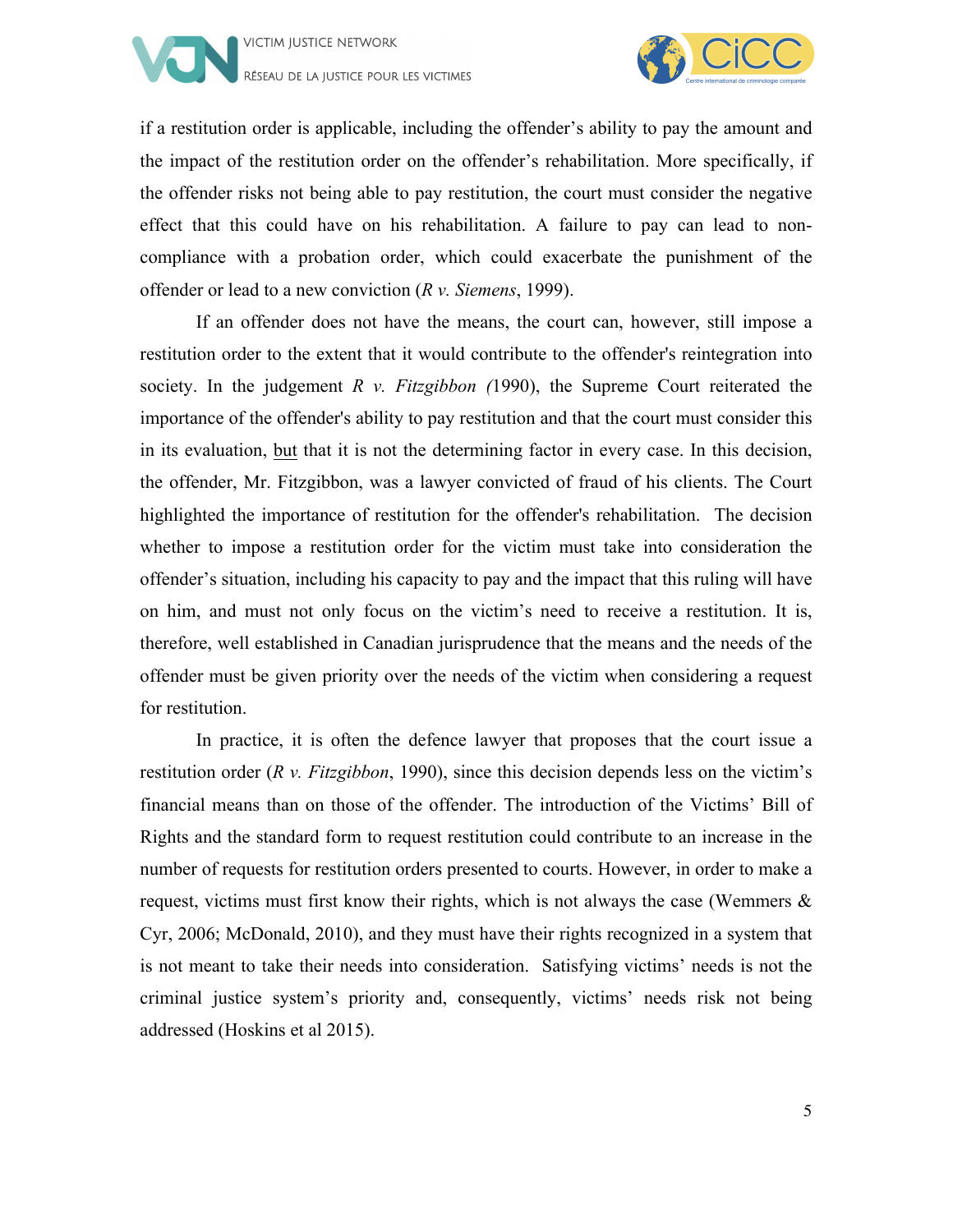if a restitution order is applicable, including the offender's ability to pay the amount and the impact of the restitution order on the offender's rehabilitation. More specifically, if the offender risks not being able to pay restitution, the court must consider the negative effect that this could have on his rehabilitation. A failure to pay can lead to non-compliance with a probation order, which could exacerbate the punishment of the offender or lead to a new conviction (*R v. Siemens*, 1999).

If an offender does not have the means, the court can, however, still impose a restitution order to the extent that it would contribute to the offender's reintegration into society. In the judgement *R v. Fitzgibbon (*1990), the Supreme Court reiterated the importance of the offender's ability to pay restitution and that the court must consider this in its evaluation, <u>but</u> that it is not the determining factor in every case. In this decision, the offender, Mr. Fitzgibbon, was a lawyer convicted of fraud of his clients. The Court highlighted the importance of restitution for the offender's rehabilitation. The decision whether to impose a restitution order for the victim must take into consideration the offender's situation, including his capacity to pay and the impact that this ruling will have on him, and must not only focus on the victim's need to receive a restitution. It is, therefore, well established in Canadian jurisprudence that the means and the needs of the offender must be given priority over the needs of the victim when considering a request for restitution.

In practice, it is often the defence lawyer that proposes that the court issue a restitution order (*R v. Fitzgibbon*, 1990), since this decision depends less on the victim's financial means than on those of the offender. The introduction of the Victims' Bill of Rights and the standard form to request restitution could contribute to an increase in the number of requests for restitution orders presented to courts. However, in order to make a request, victims must first know their rights, which is not always the case (Wemmers & Cyr, 2006; McDonald, 2010), and they must have their rights recognized in a system that is not meant to take their needs into consideration. Satisfying victims' needs is not the criminal justice system's priority and, consequently, victims' needs risk not being addressed (Hoskins et al 2015).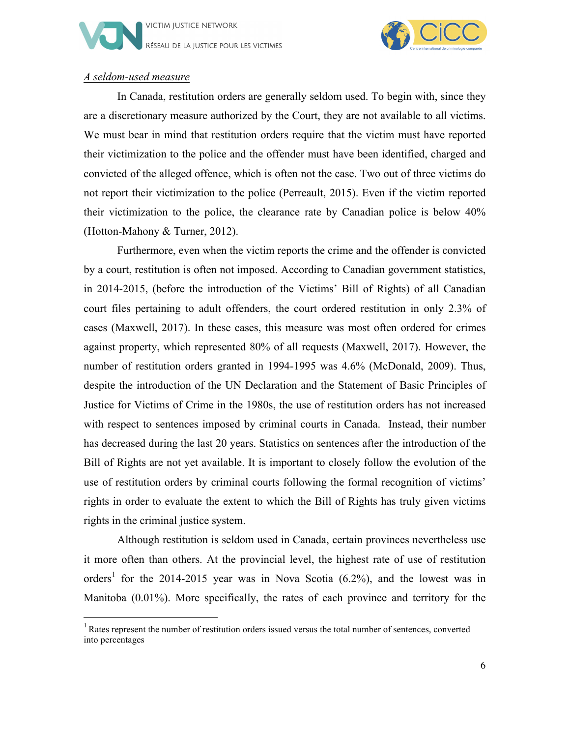*A seldom-used measure*

In Canada, restitution orders are generally seldom used. To begin with, since they are a discretionary measure authorized by the Court, they are not available to all victims. We must bear in mind that restitution orders require that the victim must have reported their victimization to the police and the offender must have been identified, charged and convicted of the alleged offence, which is often not the case. Two out of three victims do not report their victimization to the police (Perreault, 2015). Even if the victim reported their victimization to the police, the clearance rate by Canadian police is below 40% (Hotton-Mahony & Turner, 2012).

Furthermore, even when the victim reports the crime and the offender is convicted by a court, restitution is often not imposed. According to Canadian government statistics, in 2014-2015, (before the introduction of the Victims' Bill of Rights) of all Canadian court files pertaining to adult offenders, the court ordered restitution in only 2.3% of cases (Maxwell, 2017). In these cases, this measure was most often ordered for crimes against property, which represented 80% of all requests (Maxwell, 2017). However, the number of restitution orders granted in 1994-1995 was 4.6% (McDonald, 2009). Thus, despite the introduction of the UN Declaration and the Statement of Basic Principles of Justice for Victims of Crime in the 1980s, the use of restitution orders has not increased with respect to sentences imposed by criminal courts in Canada. Instead, their number has decreased during the last 20 years. Statistics on sentences after the introduction of the Bill of Rights are not yet available. It is important to closely follow the evolution of the use of restitution orders by criminal courts following the formal recognition of victims' rights in order to evaluate the extent to which the Bill of Rights has truly given victims rights in the criminal justice system.

Although restitution is seldom used in Canada, certain provinces nevertheless use it more often than others. At the provincial level, the highest rate of use of restitution orders[1] for the 2014-2015 year was in Nova Scotia (6.2%), and the lowest was in Manitoba (0.01%). More specifically, the rates of each province and territory for the

[1] Rates represent the number of restitution orders issued versus the total number of sentences, converted into percentages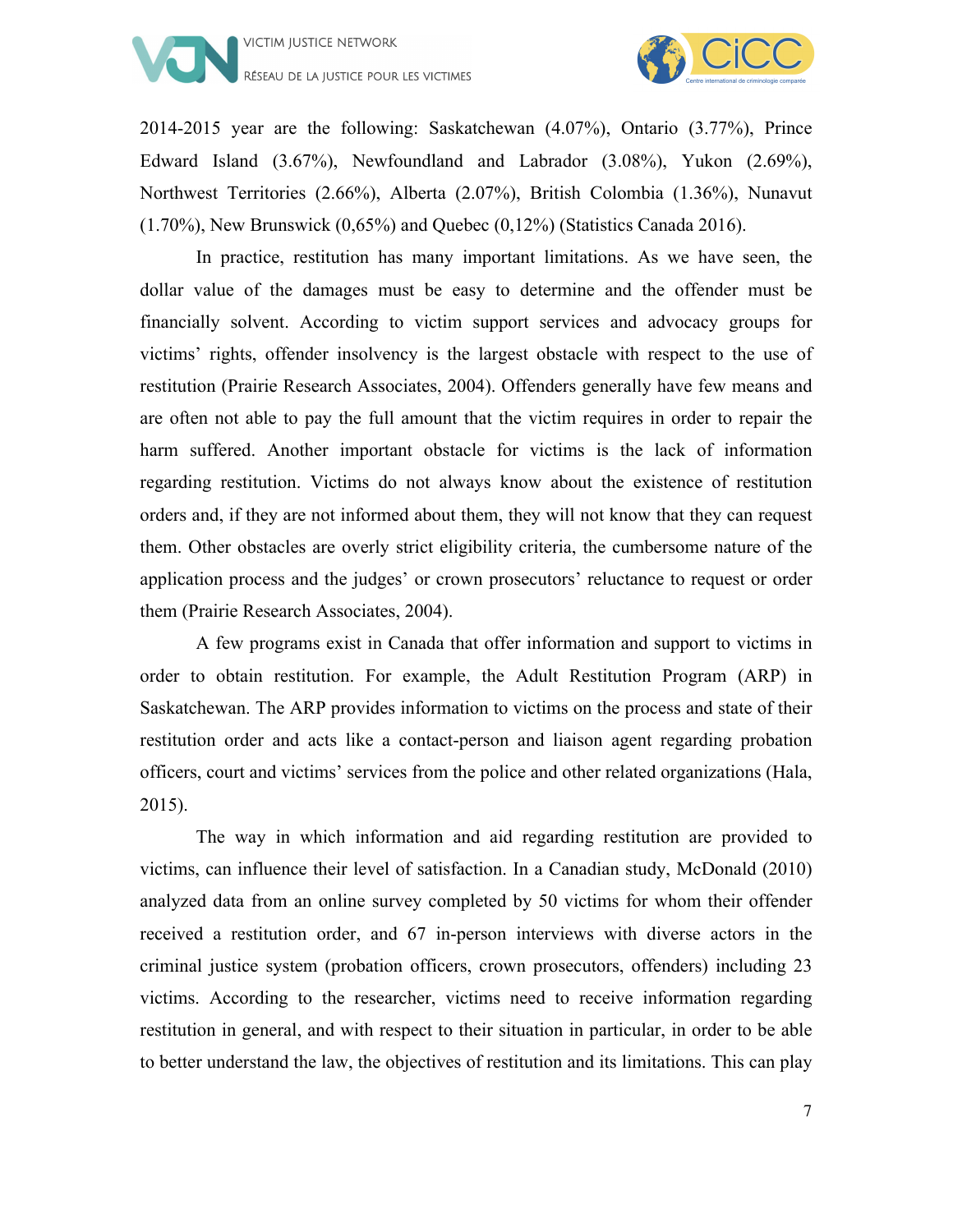2014-2015 year are the following: Saskatchewan (4.07%), Ontario (3.77%), Prince Edward Island (3.67%), Newfoundland and Labrador (3.08%), Yukon (2.69%), Northwest Territories (2.66%), Alberta (2.07%), British Colombia (1.36%), Nunavut (1.70%), New Brunswick (0,65%) and Quebec (0,12%) (Statistics Canada 2016).

In practice, restitution has many important limitations. As we have seen, the dollar value of the damages must be easy to determine and the offender must be financially solvent. According to victim support services and advocacy groups for victims' rights, offender insolvency is the largest obstacle with respect to the use of restitution (Prairie Research Associates, 2004). Offenders generally have few means and are often not able to pay the full amount that the victim requires in order to repair the harm suffered. Another important obstacle for victims is the lack of information regarding restitution. Victims do not always know about the existence of restitution orders and, if they are not informed about them, they will not know that they can request them. Other obstacles are overly strict eligibility criteria, the cumbersome nature of the application process and the judges' or crown prosecutors' reluctance to request or order them (Prairie Research Associates, 2004).

A few programs exist in Canada that offer information and support to victims in order to obtain restitution. For example, the Adult Restitution Program (ARP) in Saskatchewan. The ARP provides information to victims on the process and state of their restitution order and acts like a contact-person and liaison agent regarding probation officers, court and victims' services from the police and other related organizations (Hala, 2015).

The way in which information and aid regarding restitution are provided to victims, can influence their level of satisfaction. In a Canadian study, McDonald (2010) analyzed data from an online survey completed by 50 victims for whom their offender received a restitution order, and 67 in-person interviews with diverse actors in the criminal justice system (probation officers, crown prosecutors, offenders) including 23 victims. According to the researcher, victims need to receive information regarding restitution in general, and with respect to their situation in particular, in order to be able to better understand the law, the objectives of restitution and its limitations. This can play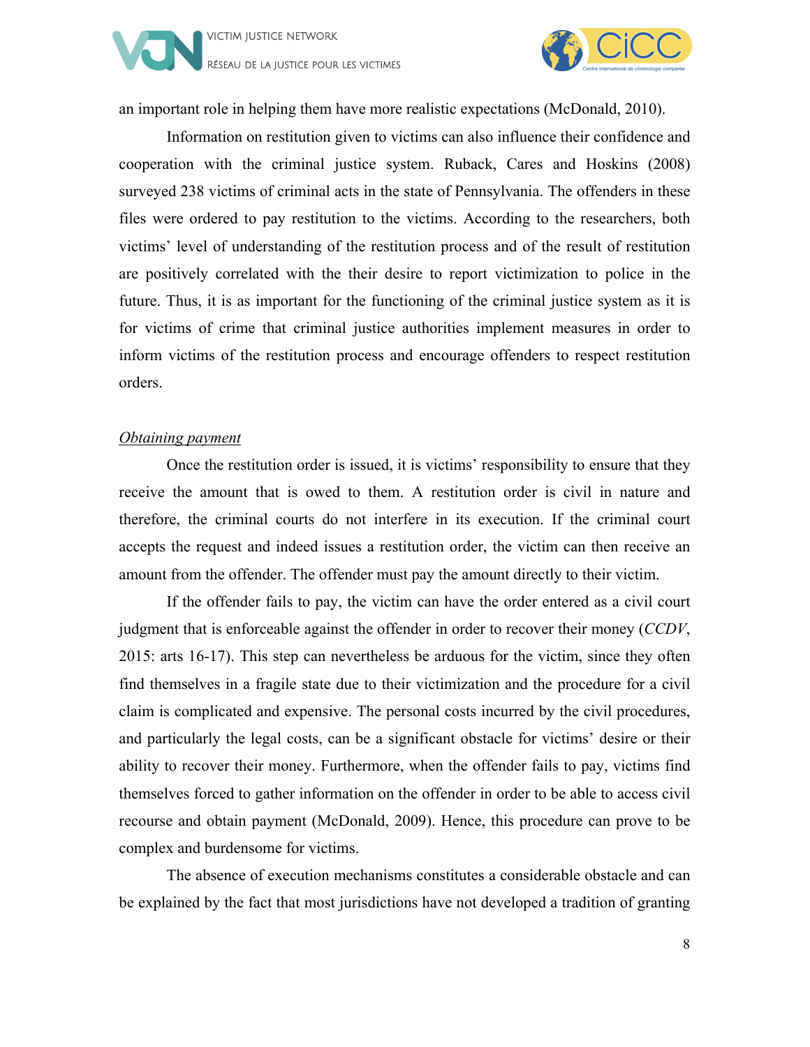an important role in helping them have more realistic expectations (McDonald, 2010).

Information on restitution given to victims can also influence their confidence and cooperation with the criminal justice system. Ruback, Cares and Hoskins (2008) surveyed 238 victims of criminal acts in the state of Pennsylvania. The offenders in these files were ordered to pay restitution to the victims. According to the researchers, both victims' level of understanding of the restitution process and of the result of restitution are positively correlated with the their desire to report victimization to police in the future. Thus, it is as important for the functioning of the criminal justice system as it is for victims of crime that criminal justice authorities implement measures in order to inform victims of the restitution process and encourage offenders to respect restitution orders.

*Obtaining payment*

Once the restitution order is issued, it is victims' responsibility to ensure that they receive the amount that is owed to them. A restitution order is civil in nature and therefore, the criminal courts do not interfere in its execution. If the criminal court accepts the request and indeed issues a restitution order, the victim can then receive an amount from the offender. The offender must pay the amount directly to their victim.

If the offender fails to pay, the victim can have the order entered as a civil court judgment that is enforceable against the offender in order to recover their money (*CCDV*, 2015: arts 16-17). This step can nevertheless be arduous for the victim, since they often find themselves in a fragile state due to their victimization and the procedure for a civil claim is complicated and expensive. The personal costs incurred by the civil procedures, and particularly the legal costs, can be a significant obstacle for victims' desire or their ability to recover their money. Furthermore, when the offender fails to pay, victims find themselves forced to gather information on the offender in order to be able to access civil recourse and obtain payment (McDonald, 2009). Hence, this procedure can prove to be complex and burdensome for victims.

The absence of execution mechanisms constitutes a considerable obstacle and can be explained by the fact that most jurisdictions have not developed a tradition of granting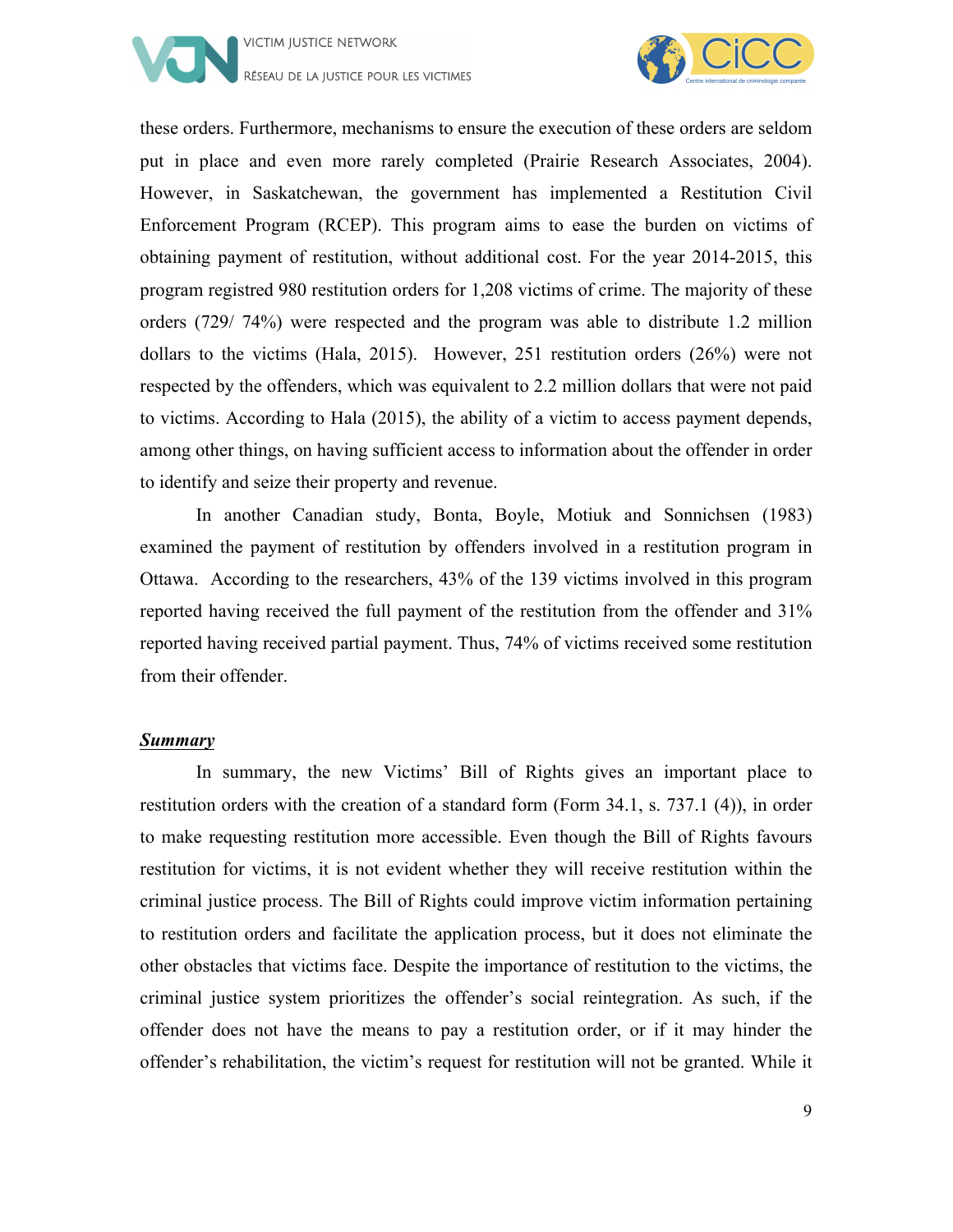these orders. Furthermore, mechanisms to ensure the execution of these orders are seldom put in place and even more rarely completed (Prairie Research Associates, 2004). However, in Saskatchewan, the government has implemented a Restitution Civil Enforcement Program (RCEP). This program aims to ease the burden on victims of obtaining payment of restitution, without additional cost. For the year 2014-2015, this program registred 980 restitution orders for 1,208 victims of crime. The majority of these orders (729/ 74%) were respected and the program was able to distribute 1.2 million dollars to the victims (Hala, 2015). However, 251 restitution orders (26%) were not respected by the offenders, which was equivalent to 2.2 million dollars that were not paid to victims. According to Hala (2015), the ability of a victim to access payment depends, among other things, on having sufficient access to information about the offender in order to identify and seize their property and revenue.

In another Canadian study, Bonta, Boyle, Motiuk and Sonnichsen (1983) examined the payment of restitution by offenders involved in a restitution program in Ottawa. According to the researchers, 43% of the 139 victims involved in this program reported having received the full payment of the restitution from the offender and 31% reported having received partial payment. Thus, 74% of victims received some restitution from their offender.

***Summary***

In summary, the new Victims' Bill of Rights gives an important place to restitution orders with the creation of a standard form (Form 34.1, s. 737.1 (4)), in order to make requesting restitution more accessible. Even though the Bill of Rights favours restitution for victims, it is not evident whether they will receive restitution within the criminal justice process. The Bill of Rights could improve victim information pertaining to restitution orders and facilitate the application process, but it does not eliminate the other obstacles that victims face. Despite the importance of restitution to the victims, the criminal justice system prioritizes the offender's social reintegration. As such, if the offender does not have the means to pay a restitution order, or if it may hinder the offender's rehabilitation, the victim's request for restitution will not be granted. While it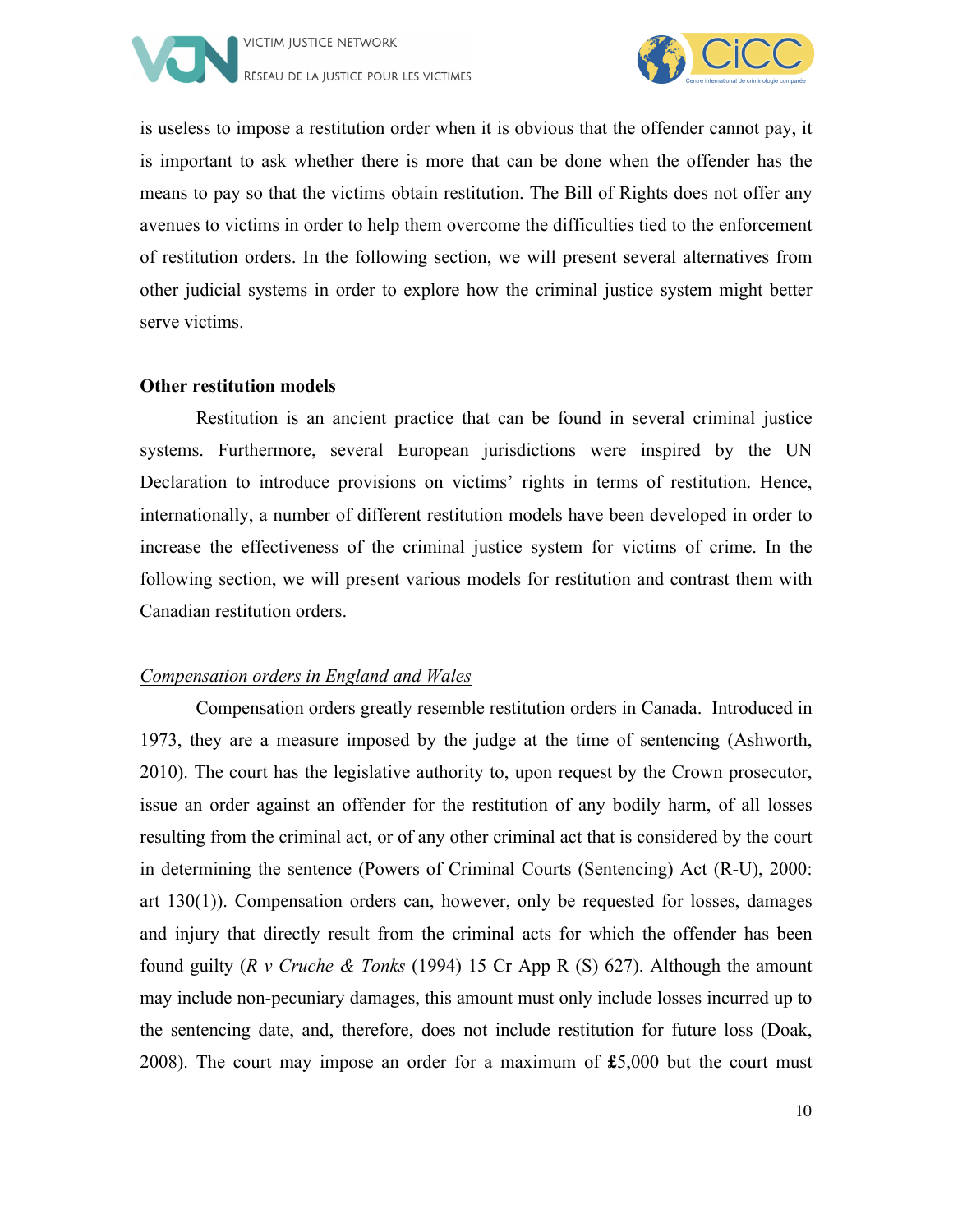is useless to impose a restitution order when it is obvious that the offender cannot pay, it is important to ask whether there is more that can be done when the offender has the means to pay so that the victims obtain restitution. The Bill of Rights does not offer any avenues to victims in order to help them overcome the difficulties tied to the enforcement of restitution orders. In the following section, we will present several alternatives from other judicial systems in order to explore how the criminal justice system might better serve victims.

**Other restitution models**

Restitution is an ancient practice that can be found in several criminal justice systems. Furthermore, several European jurisdictions were inspired by the UN Declaration to introduce provisions on victims' rights in terms of restitution. Hence, internationally, a number of different restitution models have been developed in order to increase the effectiveness of the criminal justice system for victims of crime. In the following section, we will present various models for restitution and contrast them with Canadian restitution orders.

*Compensation orders in England and Wales*

Compensation orders greatly resemble restitution orders in Canada. Introduced in 1973, they are a measure imposed by the judge at the time of sentencing (Ashworth, 2010). The court has the legislative authority to, upon request by the Crown prosecutor, issue an order against an offender for the restitution of any bodily harm, of all losses resulting from the criminal act, or of any other criminal act that is considered by the court in determining the sentence (Powers of Criminal Courts (Sentencing) Act (R-U), 2000: art 130(1)). Compensation orders can, however, only be requested for losses, damages and injury that directly result from the criminal acts for which the offender has been found guilty (*R v Cruche & Tonks* (1994) 15 Cr App R (S) 627). Although the amount may include non-pecuniary damages, this amount must only include losses incurred up to the sentencing date, and, therefore, does not include restitution for future loss (Doak, 2008). The court may impose an order for a maximum of **£**5,000 but the court must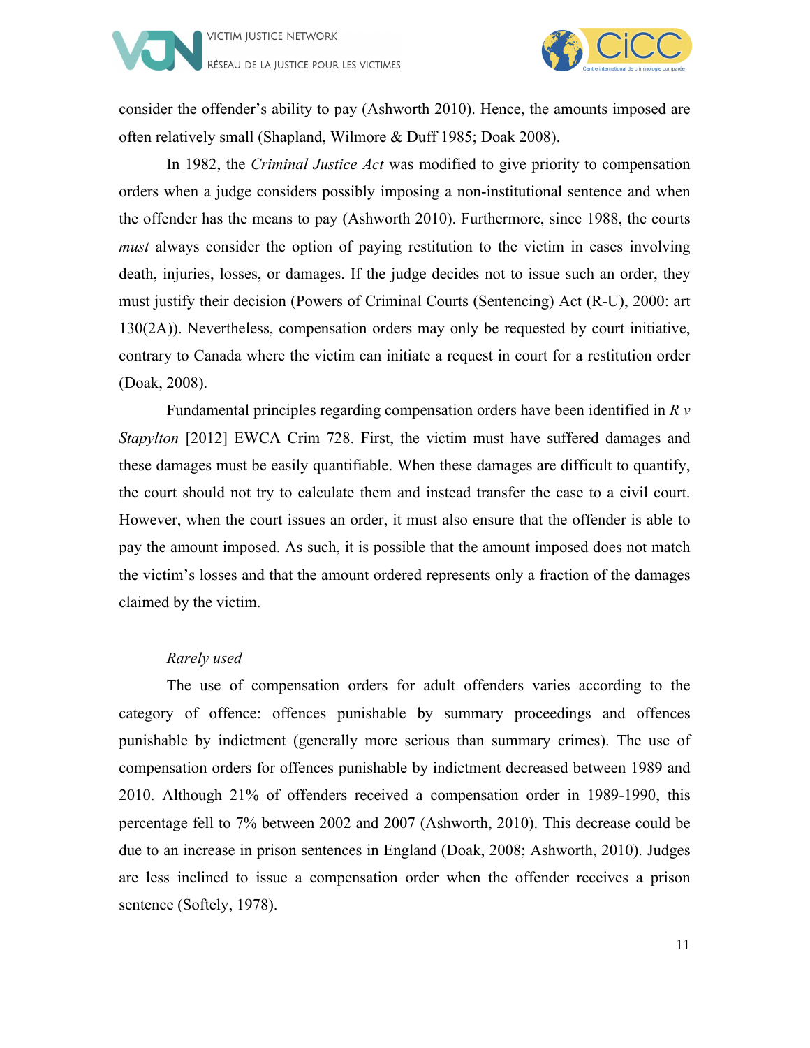consider the offender's ability to pay (Ashworth 2010). Hence, the amounts imposed are often relatively small (Shapland, Wilmore & Duff 1985; Doak 2008).

In 1982, the *Criminal Justice Act* was modified to give priority to compensation orders when a judge considers possibly imposing a non-institutional sentence and when the offender has the means to pay (Ashworth 2010). Furthermore, since 1988, the courts *must* always consider the option of paying restitution to the victim in cases involving death, injuries, losses, or damages. If the judge decides not to issue such an order, they must justify their decision (Powers of Criminal Courts (Sentencing) Act (R-U), 2000: art 130(2A)). Nevertheless, compensation orders may only be requested by court initiative, contrary to Canada where the victim can initiate a request in court for a restitution order (Doak, 2008).

Fundamental principles regarding compensation orders have been identified in *R v Stapylton* [2012] EWCA Crim 728. First, the victim must have suffered damages and these damages must be easily quantifiable. When these damages are difficult to quantify, the court should not try to calculate them and instead transfer the case to a civil court. However, when the court issues an order, it must also ensure that the offender is able to pay the amount imposed. As such, it is possible that the amount imposed does not match the victim's losses and that the amount ordered represents only a fraction of the damages claimed by the victim.

*Rarely used*

The use of compensation orders for adult offenders varies according to the category of offence: offences punishable by summary proceedings and offences punishable by indictment (generally more serious than summary crimes). The use of compensation orders for offences punishable by indictment decreased between 1989 and 2010. Although 21% of offenders received a compensation order in 1989-1990, this percentage fell to 7% between 2002 and 2007 (Ashworth, 2010). This decrease could be due to an increase in prison sentences in England (Doak, 2008; Ashworth, 2010). Judges are less inclined to issue a compensation order when the offender receives a prison sentence (Softely, 1978).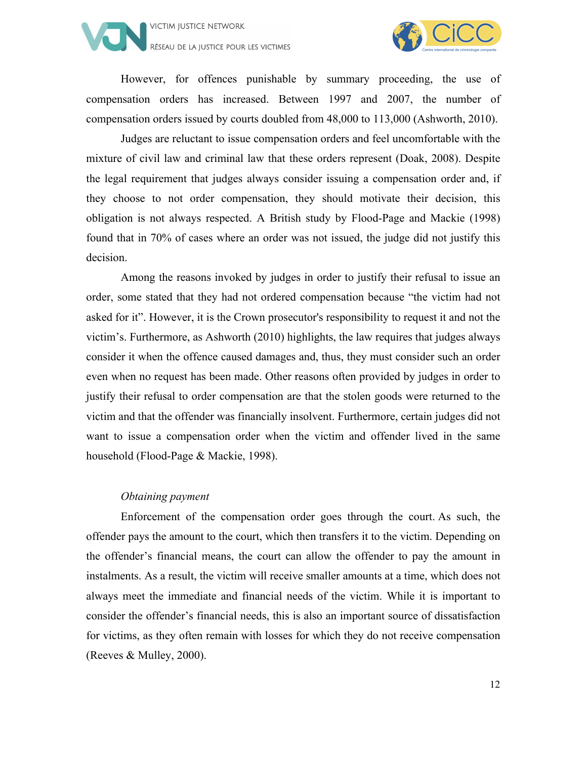However, for offences punishable by summary proceeding, the use of compensation orders has increased. Between 1997 and 2007, the number of compensation orders issued by courts doubled from 48,000 to 113,000 (Ashworth, 2010).

Judges are reluctant to issue compensation orders and feel uncomfortable with the mixture of civil law and criminal law that these orders represent (Doak, 2008). Despite the legal requirement that judges always consider issuing a compensation order and, if they choose to not order compensation, they should motivate their decision, this obligation is not always respected. A British study by Flood-Page and Mackie (1998) found that in 70% of cases where an order was not issued, the judge did not justify this decision.

Among the reasons invoked by judges in order to justify their refusal to issue an order, some stated that they had not ordered compensation because "the victim had not asked for it". However, it is the Crown prosecutor's responsibility to request it and not the victim's. Furthermore, as Ashworth (2010) highlights, the law requires that judges always consider it when the offence caused damages and, thus, they must consider such an order even when no request has been made. Other reasons often provided by judges in order to justify their refusal to order compensation are that the stolen goods were returned to the victim and that the offender was financially insolvent. Furthermore, certain judges did not want to issue a compensation order when the victim and offender lived in the same household (Flood-Page & Mackie, 1998).

*Obtaining payment*

Enforcement of the compensation order goes through the court. As such, the offender pays the amount to the court, which then transfers it to the victim. Depending on the offender's financial means, the court can allow the offender to pay the amount in instalments. As a result, the victim will receive smaller amounts at a time, which does not always meet the immediate and financial needs of the victim. While it is important to consider the offender's financial needs, this is also an important source of dissatisfaction for victims, as they often remain with losses for which they do not receive compensation (Reeves & Mulley, 2000).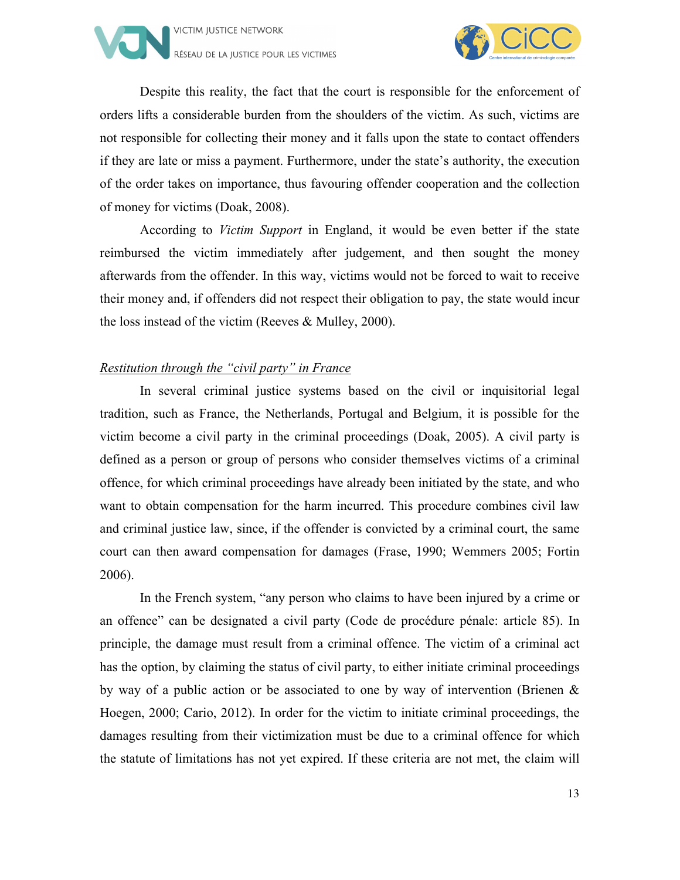Despite this reality, the fact that the court is responsible for the enforcement of orders lifts a considerable burden from the shoulders of the victim. As such, victims are not responsible for collecting their money and it falls upon the state to contact offenders if they are late or miss a payment. Furthermore, under the state's authority, the execution of the order takes on importance, thus favouring offender cooperation and the collection of money for victims (Doak, 2008).

According to *Victim Support* in England, it would be even better if the state reimbursed the victim immediately after judgement, and then sought the money afterwards from the offender. In this way, victims would not be forced to wait to receive their money and, if offenders did not respect their obligation to pay, the state would incur the loss instead of the victim (Reeves & Mulley, 2000).

*Restitution through the "civil party" in France*

In several criminal justice systems based on the civil or inquisitorial legal tradition, such as France, the Netherlands, Portugal and Belgium, it is possible for the victim become a civil party in the criminal proceedings (Doak, 2005). A civil party is defined as a person or group of persons who consider themselves victims of a criminal offence, for which criminal proceedings have already been initiated by the state, and who want to obtain compensation for the harm incurred. This procedure combines civil law and criminal justice law, since, if the offender is convicted by a criminal court, the same court can then award compensation for damages (Frase, 1990; Wemmers 2005; Fortin 2006).

In the French system, "any person who claims to have been injured by a crime or an offence" can be designated a civil party (Code de procédure pénale: article 85). In principle, the damage must result from a criminal offence. The victim of a criminal act has the option, by claiming the status of civil party, to either initiate criminal proceedings by way of a public action or be associated to one by way of intervention (Brienen & Hoegen, 2000; Cario, 2012). In order for the victim to initiate criminal proceedings, the damages resulting from their victimization must be due to a criminal offence for which the statute of limitations has not yet expired. If these criteria are not met, the claim will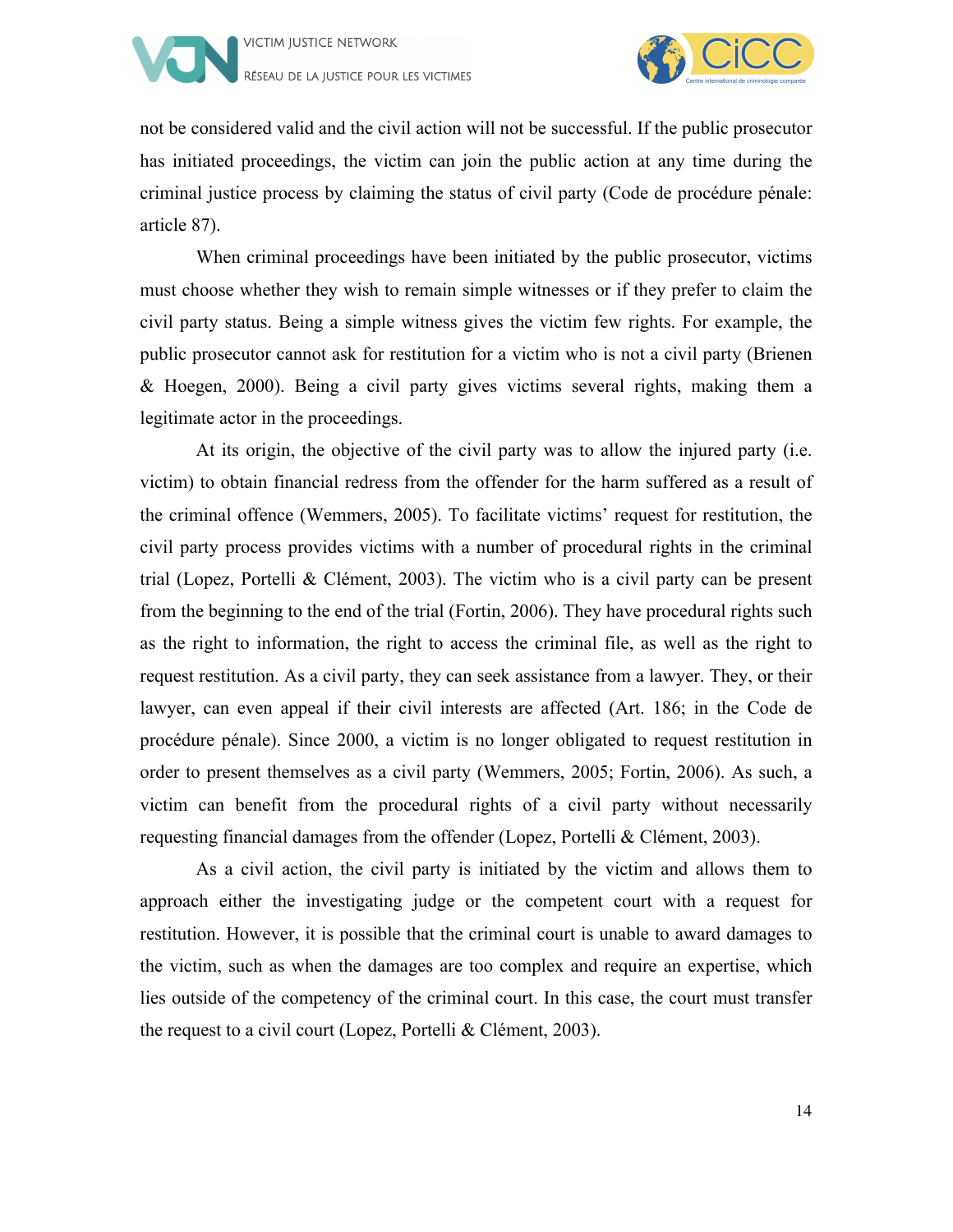not be considered valid and the civil action will not be successful. If the public prosecutor has initiated proceedings, the victim can join the public action at any time during the criminal justice process by claiming the status of civil party (Code de procédure pénale: article 87).

When criminal proceedings have been initiated by the public prosecutor, victims must choose whether they wish to remain simple witnesses or if they prefer to claim the civil party status. Being a simple witness gives the victim few rights. For example, the public prosecutor cannot ask for restitution for a victim who is not a civil party (Brienen & Hoegen, 2000). Being a civil party gives victims several rights, making them a legitimate actor in the proceedings.

At its origin, the objective of the civil party was to allow the injured party (i.e. victim) to obtain financial redress from the offender for the harm suffered as a result of the criminal offence (Wemmers, 2005). To facilitate victims' request for restitution, the civil party process provides victims with a number of procedural rights in the criminal trial (Lopez, Portelli & Clément, 2003). The victim who is a civil party can be present from the beginning to the end of the trial (Fortin, 2006). They have procedural rights such as the right to information, the right to access the criminal file, as well as the right to request restitution. As a civil party, they can seek assistance from a lawyer. They, or their lawyer, can even appeal if their civil interests are affected (Art. 186; in the Code de procédure pénale). Since 2000, a victim is no longer obligated to request restitution in order to present themselves as a civil party (Wemmers, 2005; Fortin, 2006). As such, a victim can benefit from the procedural rights of a civil party without necessarily requesting financial damages from the offender (Lopez, Portelli & Clément, 2003).

As a civil action, the civil party is initiated by the victim and allows them to approach either the investigating judge or the competent court with a request for restitution. However, it is possible that the criminal court is unable to award damages to the victim, such as when the damages are too complex and require an expertise, which lies outside of the competency of the criminal court. In this case, the court must transfer the request to a civil court (Lopez, Portelli & Clément, 2003).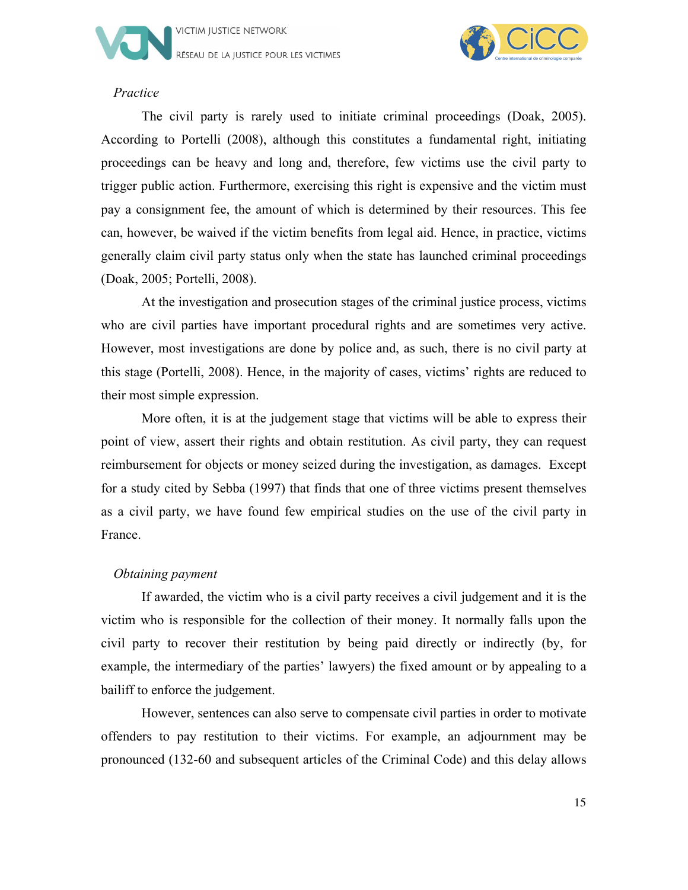*Practice*

The civil party is rarely used to initiate criminal proceedings (Doak, 2005). According to Portelli (2008), although this constitutes a fundamental right, initiating proceedings can be heavy and long and, therefore, few victims use the civil party to trigger public action. Furthermore, exercising this right is expensive and the victim must pay a consignment fee, the amount of which is determined by their resources. This fee can, however, be waived if the victim benefits from legal aid. Hence, in practice, victims generally claim civil party status only when the state has launched criminal proceedings (Doak, 2005; Portelli, 2008).

At the investigation and prosecution stages of the criminal justice process, victims who are civil parties have important procedural rights and are sometimes very active. However, most investigations are done by police and, as such, there is no civil party at this stage (Portelli, 2008). Hence, in the majority of cases, victims' rights are reduced to their most simple expression.

More often, it is at the judgement stage that victims will be able to express their point of view, assert their rights and obtain restitution. As civil party, they can request reimbursement for objects or money seized during the investigation, as damages. Except for a study cited by Sebba (1997) that finds that one of three victims present themselves as a civil party, we have found few empirical studies on the use of the civil party in France.

*Obtaining payment*

If awarded, the victim who is a civil party receives a civil judgement and it is the victim who is responsible for the collection of their money. It normally falls upon the civil party to recover their restitution by being paid directly or indirectly (by, for example, the intermediary of the parties' lawyers) the fixed amount or by appealing to a bailiff to enforce the judgement.

However, sentences can also serve to compensate civil parties in order to motivate offenders to pay restitution to their victims. For example, an adjournment may be pronounced (132-60 and subsequent articles of the Criminal Code) and this delay allows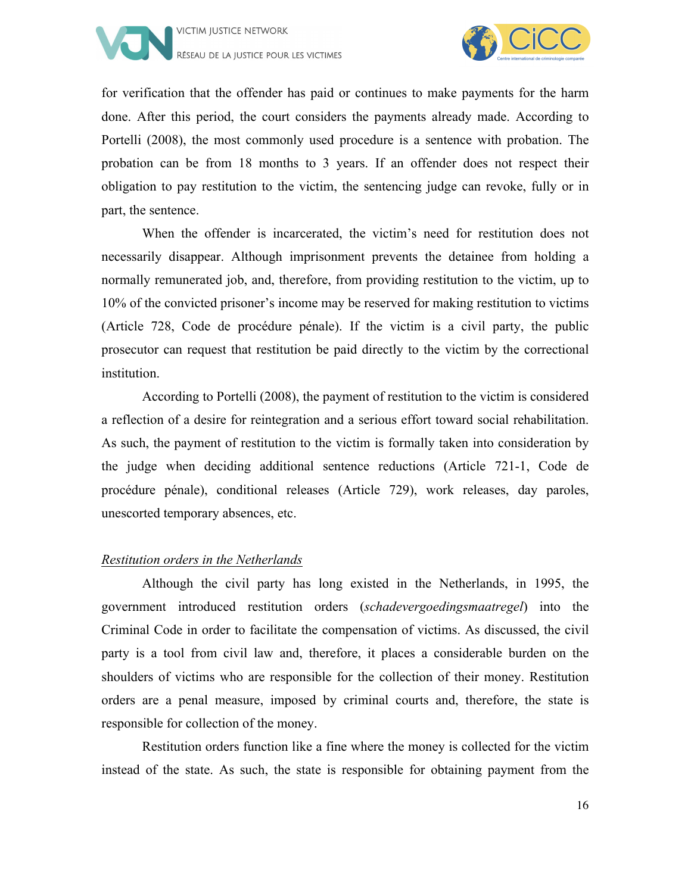for verification that the offender has paid or continues to make payments for the harm done. After this period, the court considers the payments already made. According to Portelli (2008), the most commonly used procedure is a sentence with probation. The probation can be from 18 months to 3 years. If an offender does not respect their obligation to pay restitution to the victim, the sentencing judge can revoke, fully or in part, the sentence.

When the offender is incarcerated, the victim's need for restitution does not necessarily disappear. Although imprisonment prevents the detainee from holding a normally remunerated job, and, therefore, from providing restitution to the victim, up to 10% of the convicted prisoner's income may be reserved for making restitution to victims (Article 728, Code de procédure pénale). If the victim is a civil party, the public prosecutor can request that restitution be paid directly to the victim by the correctional institution.

According to Portelli (2008), the payment of restitution to the victim is considered a reflection of a desire for reintegration and a serious effort toward social rehabilitation. As such, the payment of restitution to the victim is formally taken into consideration by the judge when deciding additional sentence reductions (Article 721-1, Code de procédure pénale), conditional releases (Article 729), work releases, day paroles, unescorted temporary absences, etc.

*Restitution orders in the Netherlands*

Although the civil party has long existed in the Netherlands, in 1995, the government introduced restitution orders (*schadevergoedingsmaatregel*) into the Criminal Code in order to facilitate the compensation of victims. As discussed, the civil party is a tool from civil law and, therefore, it places a considerable burden on the shoulders of victims who are responsible for the collection of their money. Restitution orders are a penal measure, imposed by criminal courts and, therefore, the state is responsible for collection of the money.

Restitution orders function like a fine where the money is collected for the victim instead of the state. As such, the state is responsible for obtaining payment from the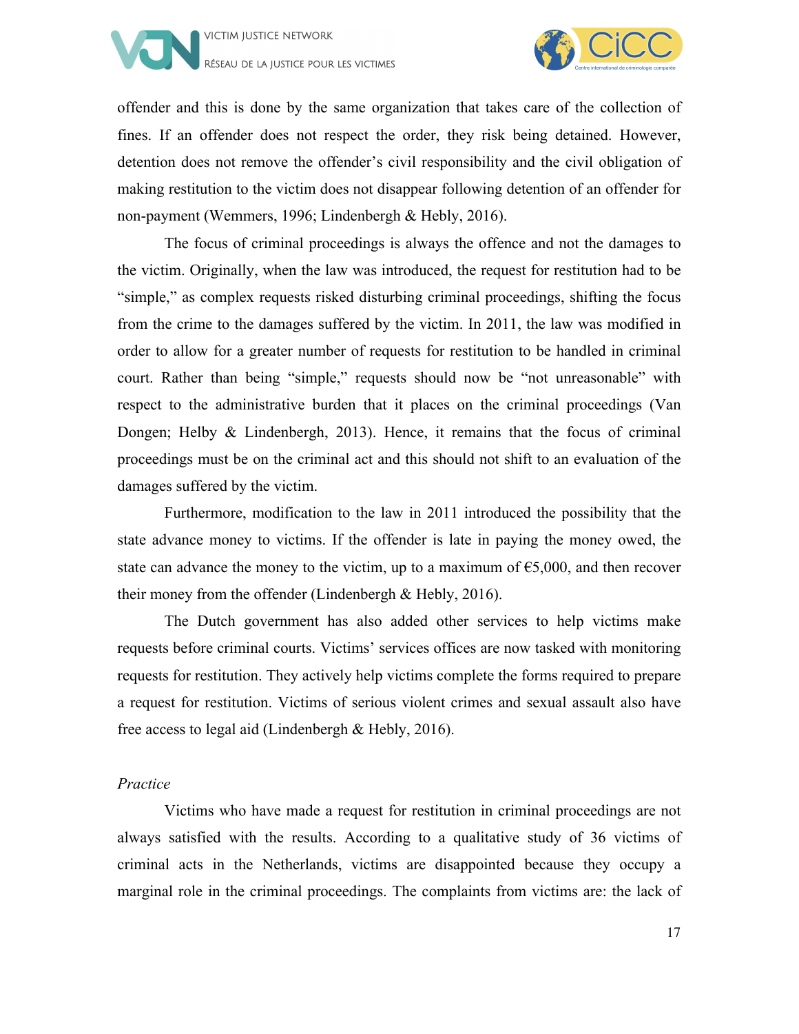offender and this is done by the same organization that takes care of the collection of fines. If an offender does not respect the order, they risk being detained. However, detention does not remove the offender's civil responsibility and the civil obligation of making restitution to the victim does not disappear following detention of an offender for non-payment (Wemmers, 1996; Lindenbergh & Hebly, 2016).

The focus of criminal proceedings is always the offence and not the damages to the victim. Originally, when the law was introduced, the request for restitution had to be "simple," as complex requests risked disturbing criminal proceedings, shifting the focus from the crime to the damages suffered by the victim. In 2011, the law was modified in order to allow for a greater number of requests for restitution to be handled in criminal court. Rather than being "simple," requests should now be "not unreasonable" with respect to the administrative burden that it places on the criminal proceedings (Van Dongen; Helby & Lindenbergh, 2013). Hence, it remains that the focus of criminal proceedings must be on the criminal act and this should not shift to an evaluation of the damages suffered by the victim.

Furthermore, modification to the law in 2011 introduced the possibility that the state advance money to victims. If the offender is late in paying the money owed, the state can advance the money to the victim, up to a maximum of €5,000, and then recover their money from the offender (Lindenbergh & Hebly, 2016).

The Dutch government has also added other services to help victims make requests before criminal courts. Victims' services offices are now tasked with monitoring requests for restitution. They actively help victims complete the forms required to prepare a request for restitution. Victims of serious violent crimes and sexual assault also have free access to legal aid (Lindenbergh & Hebly, 2016).

*Practice*

Victims who have made a request for restitution in criminal proceedings are not always satisfied with the results. According to a qualitative study of 36 victims of criminal acts in the Netherlands, victims are disappointed because they occupy a marginal role in the criminal proceedings. The complaints from victims are: the lack of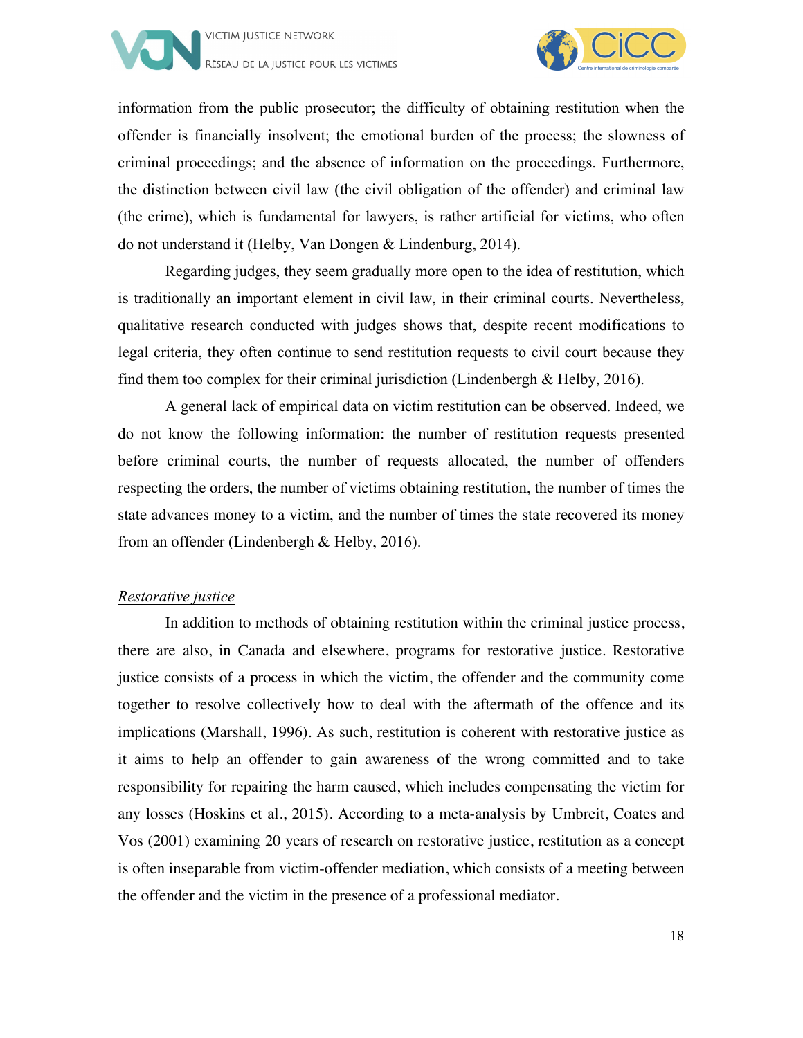information from the public prosecutor; the difficulty of obtaining restitution when the offender is financially insolvent; the emotional burden of the process; the slowness of criminal proceedings; and the absence of information on the proceedings. Furthermore, the distinction between civil law (the civil obligation of the offender) and criminal law (the crime), which is fundamental for lawyers, is rather artificial for victims, who often do not understand it (Helby, Van Dongen & Lindenburg, 2014).

Regarding judges, they seem gradually more open to the idea of restitution, which is traditionally an important element in civil law, in their criminal courts. Nevertheless, qualitative research conducted with judges shows that, despite recent modifications to legal criteria, they often continue to send restitution requests to civil court because they find them too complex for their criminal jurisdiction (Lindenbergh & Helby, 2016).

A general lack of empirical data on victim restitution can be observed. Indeed, we do not know the following information: the number of restitution requests presented before criminal courts, the number of requests allocated, the number of offenders respecting the orders, the number of victims obtaining restitution, the number of times the state advances money to a victim, and the number of times the state recovered its money from an offender (Lindenbergh & Helby, 2016).

*Restorative justice*

In addition to methods of obtaining restitution within the criminal justice process, there are also, in Canada and elsewhere, programs for restorative justice. Restorative justice consists of a process in which the victim, the offender and the community come together to resolve collectively how to deal with the aftermath of the offence and its implications (Marshall, 1996). As such, restitution is coherent with restorative justice as it aims to help an offender to gain awareness of the wrong committed and to take responsibility for repairing the harm caused, which includes compensating the victim for any losses (Hoskins et al., 2015). According to a meta-analysis by Umbreit, Coates and Vos (2001) examining 20 years of research on restorative justice, restitution as a concept is often inseparable from victim-offender mediation, which consists of a meeting between the offender and the victim in the presence of a professional mediator.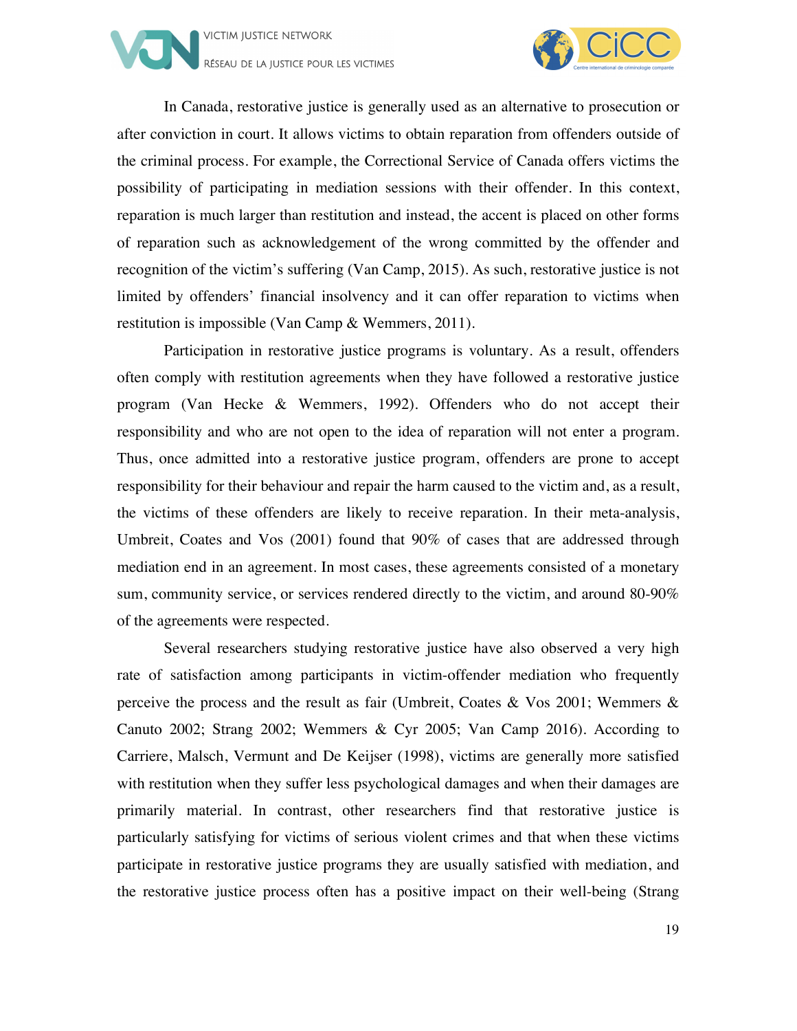In Canada, restorative justice is generally used as an alternative to prosecution or after conviction in court. It allows victims to obtain reparation from offenders outside of the criminal process. For example, the Correctional Service of Canada offers victims the possibility of participating in mediation sessions with their offender. In this context, reparation is much larger than restitution and instead, the accent is placed on other forms of reparation such as acknowledgement of the wrong committed by the offender and recognition of the victim's suffering (Van Camp, 2015). As such, restorative justice is not limited by offenders' financial insolvency and it can offer reparation to victims when restitution is impossible (Van Camp & Wemmers, 2011).

Participation in restorative justice programs is voluntary. As a result, offenders often comply with restitution agreements when they have followed a restorative justice program (Van Hecke & Wemmers, 1992). Offenders who do not accept their responsibility and who are not open to the idea of reparation will not enter a program. Thus, once admitted into a restorative justice program, offenders are prone to accept responsibility for their behaviour and repair the harm caused to the victim and, as a result, the victims of these offenders are likely to receive reparation. In their meta-analysis, Umbreit, Coates and Vos (2001) found that 90% of cases that are addressed through mediation end in an agreement. In most cases, these agreements consisted of a monetary sum, community service, or services rendered directly to the victim, and around 80-90% of the agreements were respected.

Several researchers studying restorative justice have also observed a very high rate of satisfaction among participants in victim-offender mediation who frequently perceive the process and the result as fair (Umbreit, Coates & Vos 2001; Wemmers & Canuto 2002; Strang 2002; Wemmers & Cyr 2005; Van Camp 2016). According to Carriere, Malsch, Vermunt and De Keijser (1998), victims are generally more satisfied with restitution when they suffer less psychological damages and when their damages are primarily material. In contrast, other researchers find that restorative justice is particularly satisfying for victims of serious violent crimes and that when these victims participate in restorative justice programs they are usually satisfied with mediation, and the restorative justice process often has a positive impact on their well-being (Strang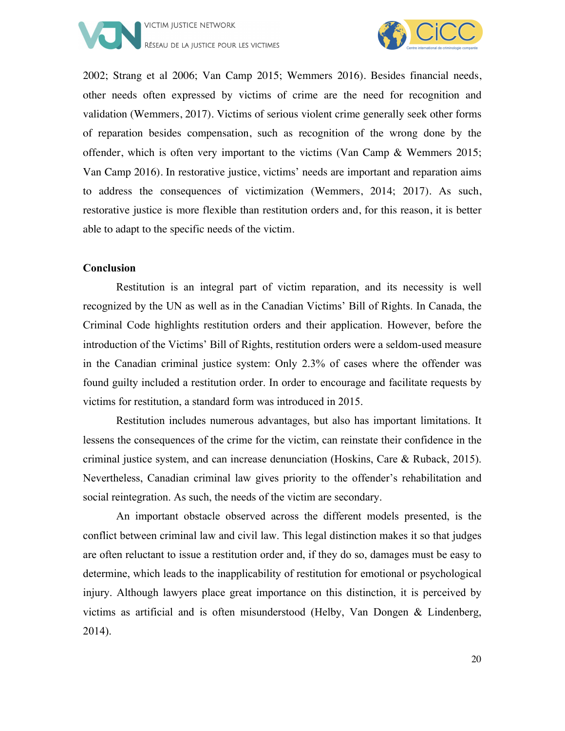2002; Strang et al 2006; Van Camp 2015; Wemmers 2016). Besides financial needs, other needs often expressed by victims of crime are the need for recognition and validation (Wemmers, 2017). Victims of serious violent crime generally seek other forms of reparation besides compensation, such as recognition of the wrong done by the offender, which is often very important to the victims (Van Camp & Wemmers 2015; Van Camp 2016). In restorative justice, victims' needs are important and reparation aims to address the consequences of victimization (Wemmers, 2014; 2017). As such, restorative justice is more flexible than restitution orders and, for this reason, it is better able to adapt to the specific needs of the victim.

**Conclusion**

Restitution is an integral part of victim reparation, and its necessity is well recognized by the UN as well as in the Canadian Victims' Bill of Rights. In Canada, the Criminal Code highlights restitution orders and their application. However, before the introduction of the Victims' Bill of Rights, restitution orders were a seldom-used measure in the Canadian criminal justice system: Only 2.3% of cases where the offender was found guilty included a restitution order. In order to encourage and facilitate requests by victims for restitution, a standard form was introduced in 2015.

Restitution includes numerous advantages, but also has important limitations. It lessens the consequences of the crime for the victim, can reinstate their confidence in the criminal justice system, and can increase denunciation (Hoskins, Care & Ruback, 2015). Nevertheless, Canadian criminal law gives priority to the offender's rehabilitation and social reintegration. As such, the needs of the victim are secondary.

An important obstacle observed across the different models presented, is the conflict between criminal law and civil law. This legal distinction makes it so that judges are often reluctant to issue a restitution order and, if they do so, damages must be easy to determine, which leads to the inapplicability of restitution for emotional or psychological injury. Although lawyers place great importance on this distinction, it is perceived by victims as artificial and is often misunderstood (Helby, Van Dongen & Lindenberg, 2014).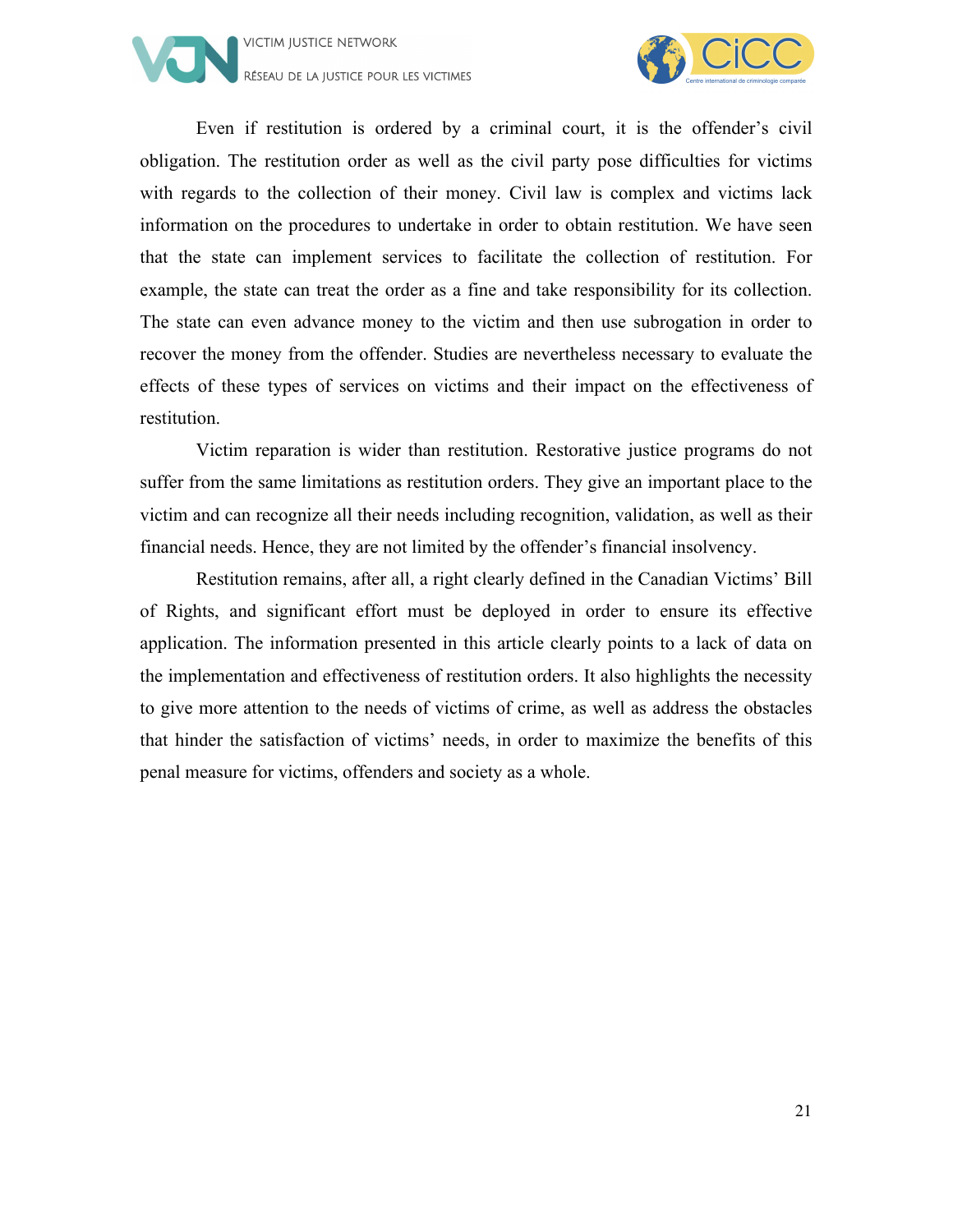Even if restitution is ordered by a criminal court, it is the offender's civil obligation. The restitution order as well as the civil party pose difficulties for victims with regards to the collection of their money. Civil law is complex and victims lack information on the procedures to undertake in order to obtain restitution. We have seen that the state can implement services to facilitate the collection of restitution. For example, the state can treat the order as a fine and take responsibility for its collection. The state can even advance money to the victim and then use subrogation in order to recover the money from the offender. Studies are nevertheless necessary to evaluate the effects of these types of services on victims and their impact on the effectiveness of restitution.

Victim reparation is wider than restitution. Restorative justice programs do not suffer from the same limitations as restitution orders. They give an important place to the victim and can recognize all their needs including recognition, validation, as well as their financial needs. Hence, they are not limited by the offender's financial insolvency.

Restitution remains, after all, a right clearly defined in the Canadian Victims' Bill of Rights, and significant effort must be deployed in order to ensure its effective application. The information presented in this article clearly points to a lack of data on the implementation and effectiveness of restitution orders. It also highlights the necessity to give more attention to the needs of victims of crime, as well as address the obstacles that hinder the satisfaction of victims' needs, in order to maximize the benefits of this penal measure for victims, offenders and society as a whole.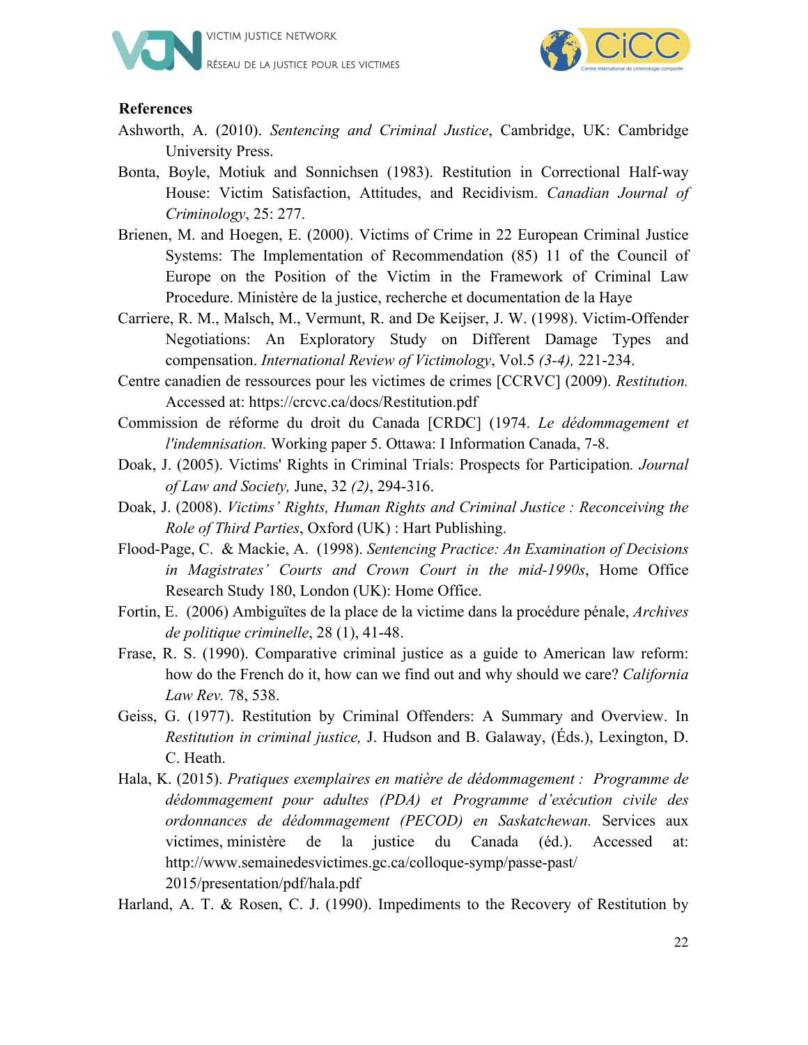**References**

Ashworth, A. (2010). *Sentencing and Criminal Justice*, Cambridge, UK: Cambridge University Press.

Bonta, Boyle, Motiuk and Sonnichsen (1983). Restitution in Correctional Half-way House: Victim Satisfaction, Attitudes, and Recidivism. *Canadian Journal of Criminology*, 25: 277.

Brienen, M. and Hoegen, E. (2000). Victims of Crime in 22 European Criminal Justice Systems: The Implementation of Recommendation (85) 11 of the Council of Europe on the Position of the Victim in the Framework of Criminal Law Procedure. Ministère de la justice, recherche et documentation de la Haye

Carriere, R. M., Malsch, M., Vermunt, R. and De Keijser, J. W. (1998). Victim-Offender Negotiations: An Exploratory Study on Different Damage Types and compensation. *International Review of Victimology*, Vol.5 *(3-4),* 221-234.

Centre canadien de ressources pour les victimes de crimes [CCRVC] (2009). *Restitution.* Accessed at: https://crcvc.ca/docs/Restitution.pdf

Commission de réforme du droit du Canada [CRDC] (1974. *Le dédommagement et l'indemnisation.* Working paper 5. Ottawa: I Information Canada, 7-8.

Doak, J. (2005). Victims' Rights in Criminal Trials: Prospects for Participation*. Journal of Law and Society,* June, 32 *(2)*, 294-316.

Doak, J. (2008). *Victims' Rights, Human Rights and Criminal Justice : Reconceiving the Role of Third Parties*, Oxford (UK) : Hart Publishing.

Flood-Page, C. & Mackie, A. (1998). *Sentencing Practice: An Examination of Decisions in Magistrates' Courts and Crown Court in the mid-1990s*, Home Office Research Study 180, London (UK): Home Office.

Fortin, E. (2006) Ambiguïtes de la place de la victime dans la procédure pénale, *Archives de politique criminelle*, 28 (1), 41-48.

Frase, R. S. (1990). Comparative criminal justice as a guide to American law reform: how do the French do it, how can we find out and why should we care? *California Law Rev.* 78, 538.

Geiss, G. (1977). Restitution by Criminal Offenders: A Summary and Overview. In *Restitution in criminal justice,* J. Hudson and B. Galaway, (Éds.), Lexington, D. C. Heath.

Hala, K. (2015). *Pratiques exemplaires en matière de dédommagement : Programme de dédommagement pour adultes (PDA) et Programme d'exécution civile des ordonnances de dédommagement (PECOD) en Saskatchewan.* Services aux victimes, ministère de la justice du Canada (éd.). Accessed at: http://www.semainedesvictimes.gc.ca/colloque-symp/passe-past/2015/presentation/pdf/hala.pdf

Harland, A. T. & Rosen, C. J. (1990). Impediments to the Recovery of Restitution by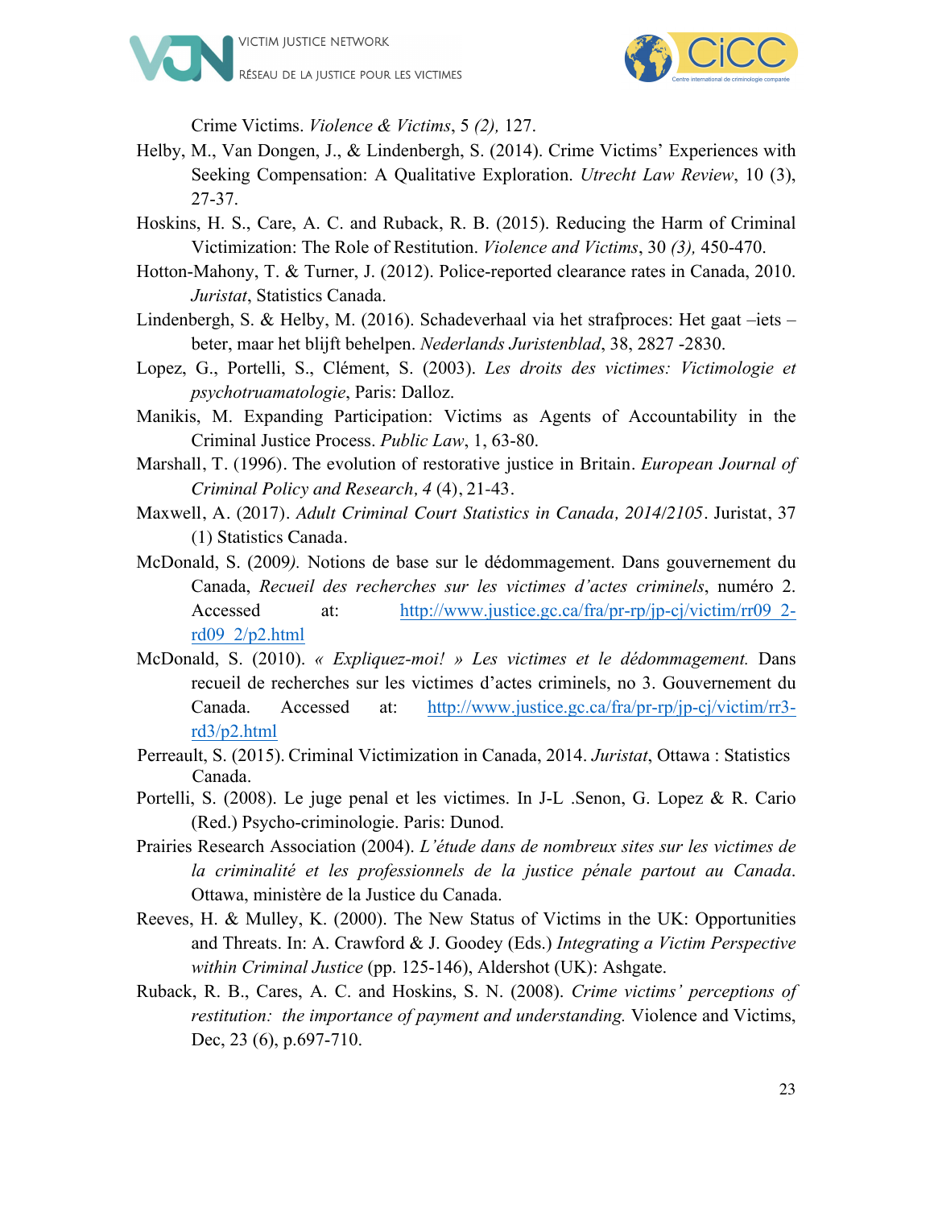Crime Victims. *Violence & Victims*, 5 *(2),* 127.

Helby, M., Van Dongen, J., & Lindenbergh, S. (2014). Crime Victims' Experiences with Seeking Compensation: A Qualitative Exploration. *Utrecht Law Review*, 10 (3), 27-37.

Hoskins, H. S., Care, A. C. and Ruback, R. B. (2015). Reducing the Harm of Criminal Victimization: The Role of Restitution. *Violence and Victims*, 30 *(3),* 450-470.

Hotton-Mahony, T. & Turner, J. (2012). Police-reported clearance rates in Canada, 2010. *Juristat*, Statistics Canada.

Lindenbergh, S. & Helby, M. (2016). Schadeverhaal via het strafproces: Het gaat –iets – beter, maar het blijft behelpen. *Nederlands Juristenblad*, 38, 2827 -2830.

Lopez, G., Portelli, S., Clément, S. (2003). *Les droits des victimes: Victimologie et psychotruamatologie*, Paris: Dalloz.

Manikis, M. Expanding Participation: Victims as Agents of Accountability in the Criminal Justice Process. *Public Law*, 1, 63-80.

Marshall, T. (1996). The evolution of restorative justice in Britain. *European Journal of Criminal Policy and Research, 4* (4), 21-43.

Maxwell, A. (2017). *Adult Criminal Court Statistics in Canada, 2014/2105*. Juristat, 37 (1) Statistics Canada.

McDonald, S. (2009*).* Notions de base sur le dédommagement. Dans gouvernement du Canada, *Recueil des recherches sur les victimes d'actes criminels*, numéro 2. Accessed at: http://www.justice.gc.ca/fra/pr-rp/jp-cj/victim/rr09_2-rd09_2/p2.html

McDonald, S. (2010). *« Expliquez-moi! » Les victimes et le dédommagement.* Dans recueil de recherches sur les victimes d'actes criminels, no 3. Gouvernement du Canada. Accessed at: http://www.justice.gc.ca/fra/pr-rp/jp-cj/victim/rr3-rd3/p2.html

Perreault, S. (2015). Criminal Victimization in Canada, 2014. *Juristat*, Ottawa : Statistics Canada.

Portelli, S. (2008). Le juge penal et les victimes. In J-L .Senon, G. Lopez & R. Cario (Red.) Psycho-criminologie. Paris: Dunod.

Prairies Research Association (2004). *L'étude dans de nombreux sites sur les victimes de la criminalité et les professionnels de la justice pénale partout au Canada*. Ottawa, ministère de la Justice du Canada.

Reeves, H. & Mulley, K. (2000). The New Status of Victims in the UK: Opportunities and Threats. In: A. Crawford & J. Goodey (Eds.) *Integrating a Victim Perspective within Criminal Justice* (pp. 125-146), Aldershot (UK): Ashgate.

Ruback, R. B., Cares, A. C. and Hoskins, S. N. (2008). *Crime victims' perceptions of restitution: the importance of payment and understanding.* Violence and Victims, Dec, 23 (6), p.697-710.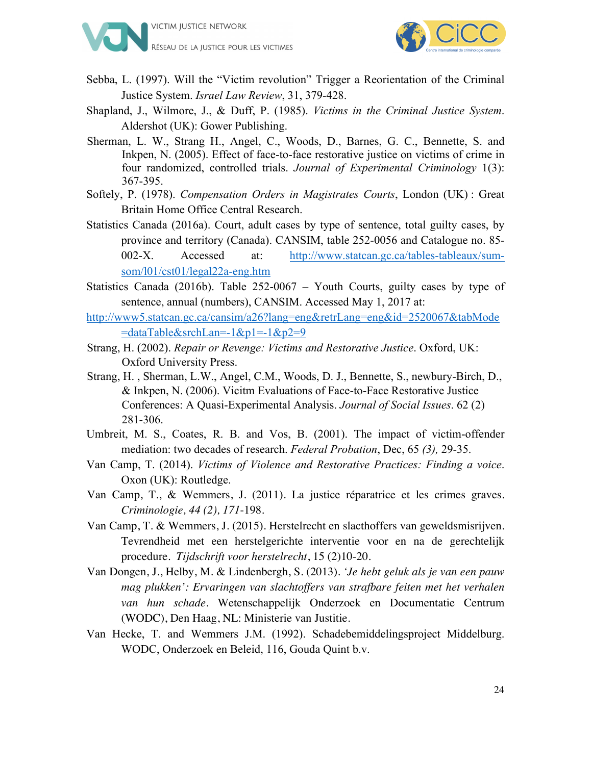Sebba, L. (1997). Will the "Victim revolution" Trigger a Reorientation of the Criminal Justice System. *Israel Law Review*, 31, 379-428.

Shapland, J., Wilmore, J., & Duff, P. (1985). *Victims in the Criminal Justice System*. Aldershot (UK): Gower Publishing.

Sherman, L. W., Strang H., Angel, C., Woods, D., Barnes, G. C., Bennette, S. and Inkpen, N. (2005). Effect of face-to-face restorative justice on victims of crime in four randomized, controlled trials. *Journal of Experimental Criminology* 1(3): 367-395.

Softely, P. (1978). *Compensation Orders in Magistrates Courts*, London (UK) : Great Britain Home Office Central Research.

Statistics Canada (2016a). Court, adult cases by type of sentence, total guilty cases, by province and territory (Canada). CANSIM, table 252-0056 and Catalogue no. 85-002-X. Accessed at: [http://www.statcan.gc.ca/tables-tableaux/sum-som/l01/cst01/legal22a-eng.htm](http://www.statcan.gc.ca/tables-tableaux/sum-som/l01/cst01/legal22a-eng.htm)

Statistics Canada (2016b). Table 252-0067 – Youth Courts, guilty cases by type of sentence, annual (numbers), CANSIM. Accessed May 1, 2017 at: [http://www5.statcan.gc.ca/cansim/a26?lang=eng&retrLang=eng&id=2520067&tabMode=dataTable&srchLan=-1&p1=-1&p2=9](http://www5.statcan.gc.ca/cansim/a26?lang=eng&retrLang=eng&id=2520067&tabMode=dataTable&srchLan=-1&p1=-1&p2=9)

Strang, H. (2002). *Repair or Revenge: Victims and Restorative Justice*. Oxford, UK: Oxford University Press.

Strang, H. , Sherman, L.W., Angel, C.M., Woods, D. J., Bennette, S., newbury-Birch, D., & Inkpen, N. (2006). Vicitm Evaluations of Face-to-Face Restorative Justice Conferences: A Quasi-Experimental Analysis. *Journal of Social Issues*. 62 (2) 281-306.

Umbreit, M. S., Coates, R. B. and Vos, B. (2001). The impact of victim-offender mediation: two decades of research. *Federal Probation*, Dec, 65 *(3),* 29-35.

Van Camp, T. (2014). *Victims of Violence and Restorative Practices: Finding a voice*. Oxon (UK): Routledge.

Van Camp, T., & Wemmers, J. (2011). La justice réparatrice et les crimes graves. *Criminologie, 44 (2), 171*-198.

Van Camp, T. & Wemmers, J. (2015). Herstelrecht en slacthoffers van geweldsmisrijven. Tevrendheid met een herstelgerichte interventie voor en na de gerechtelijk procedure. *Tijdschrift voor herstelrecht*, 15 (2)10-20.

Van Dongen, J., Helby, M. & Lindenbergh, S. (2013). *'Je hebt geluk als je van een pauw mag plukken': Ervaringen van slachtoffers van strafbare feiten met het verhalen van hun schade*. Wetenschappelijk Onderzoek en Documentatie Centrum (WODC), Den Haag, NL: Ministerie van Justitie.

Van Hecke, T. and Wemmers J.M. (1992). Schadebemiddelingsproject Middelburg. WODC, Onderzoek en Beleid, 116, Gouda Quint b.v.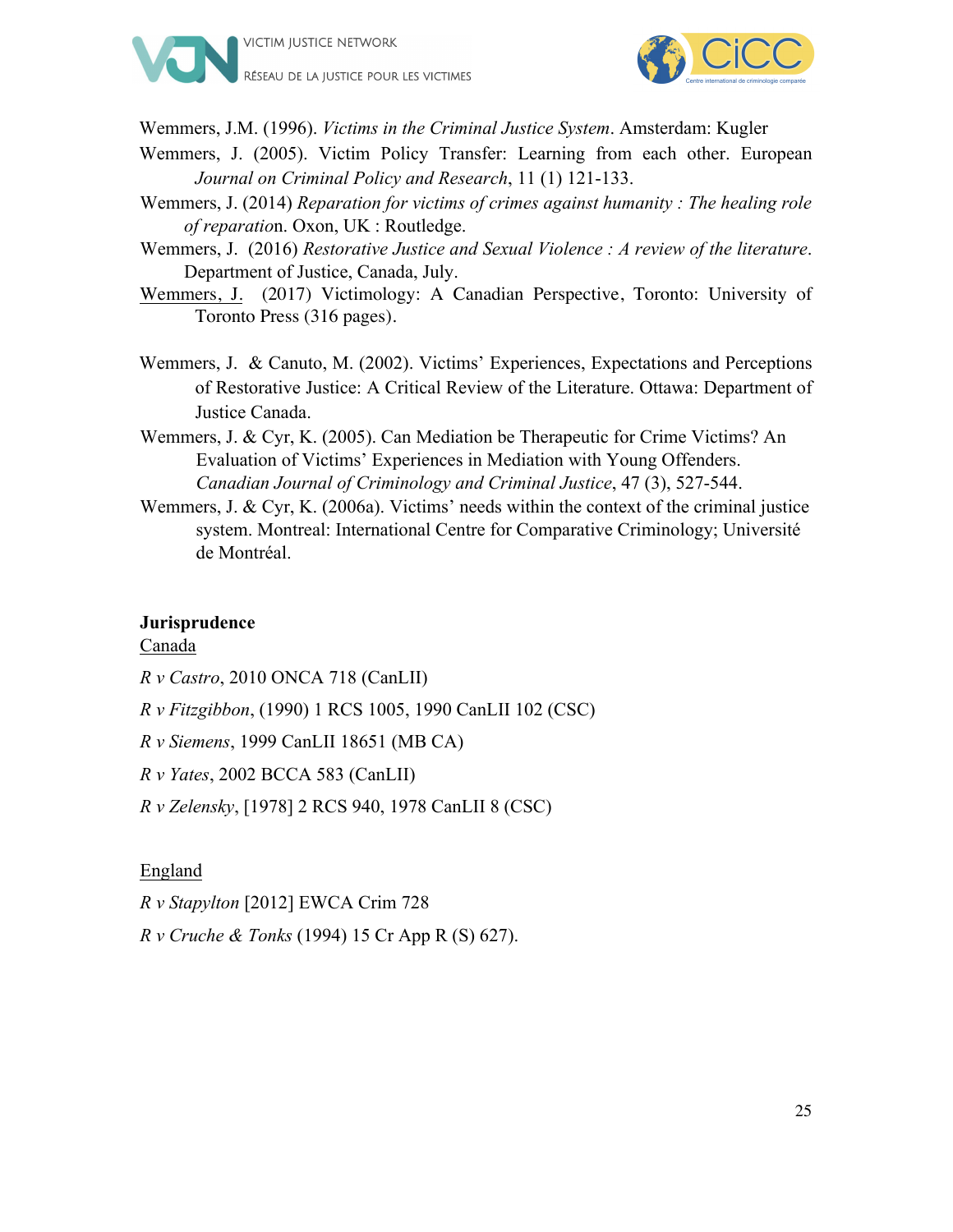Wemmers, J.M. (1996). *Victims in the Criminal Justice System*. Amsterdam: Kugler

Wemmers, J. (2005). Victim Policy Transfer: Learning from each other. European *Journal on Criminal Policy and Research*, 11 (1) 121-133.

Wemmers, J. (2014) *Reparation for victims of crimes against humanity : The healing role of reparatio*n. Oxon, UK : Routledge.

Wemmers, J. (2016) *Restorative Justice and Sexual Violence : A review of the literature*. Department of Justice, Canada, July.

Wemmers, J. (2017) Victimology: A Canadian Perspective, Toronto: University of Toronto Press (316 pages).

Wemmers, J. & Canuto, M. (2002). Victims' Experiences, Expectations and Perceptions of Restorative Justice: A Critical Review of the Literature. Ottawa: Department of Justice Canada.

Wemmers, J. & Cyr, K. (2005). Can Mediation be Therapeutic for Crime Victims? An Evaluation of Victims' Experiences in Mediation with Young Offenders. *Canadian Journal of Criminology and Criminal Justice*, 47 (3), 527-544.

Wemmers, J. & Cyr, K. (2006a). Victims' needs within the context of the criminal justice system. Montreal: International Centre for Comparative Criminology; Université de Montréal.

**Jurisprudence**

Canada

*R v Castro*, 2010 ONCA 718 (CanLII)

*R v Fitzgibbon*, (1990) 1 RCS 1005, 1990 CanLII 102 (CSC)

*R v Siemens*, 1999 CanLII 18651 (MB CA)

*R v Yates*, 2002 BCCA 583 (CanLII)

*R v Zelensky*, [1978] 2 RCS 940, 1978 CanLII 8 (CSC)

England

*R v Stapylton* [2012] EWCA Crim 728

*R v Cruche & Tonks* (1994) 15 Cr App R (S) 627).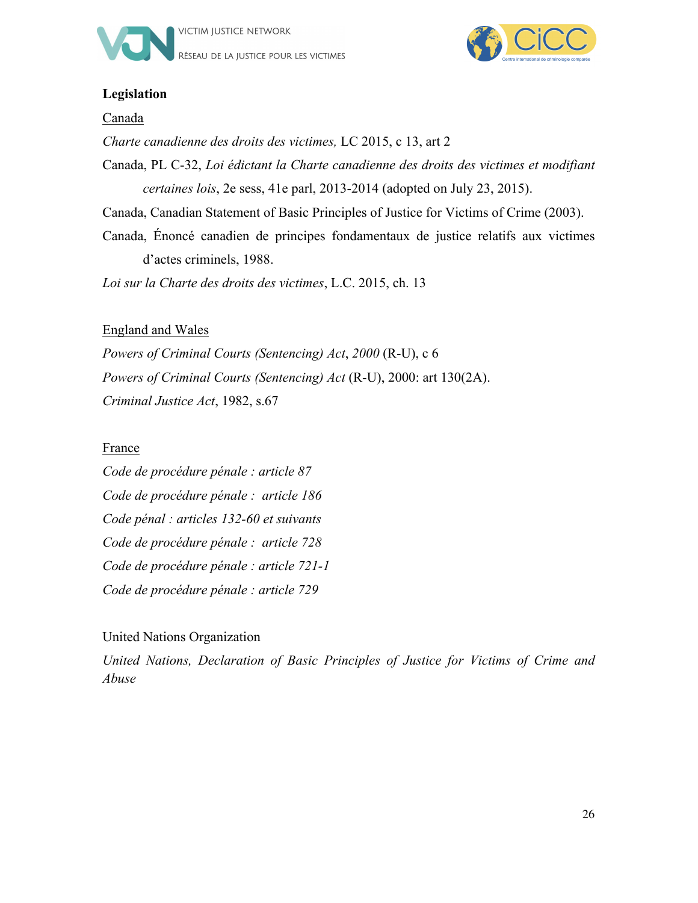**Legislation**

Canada

*Charte canadienne des droits des victimes,* LC 2015, c 13, art 2

Canada, PL C-32, *Loi édictant la Charte canadienne des droits des victimes et modifiant certaines lois*, 2e sess, 41e parl, 2013-2014 (adopted on July 23, 2015).

Canada, Canadian Statement of Basic Principles of Justice for Victims of Crime (2003).

Canada, Énoncé canadien de principes fondamentaux de justice relatifs aux victimes d'actes criminels, 1988.

*Loi sur la Charte des droits des victimes*, L.C. 2015, ch. 13

England and Wales

*Powers of Criminal Courts (Sentencing) Act*, *2000* (R-U), c 6

*Powers of Criminal Courts (Sentencing) Act* (R-U), 2000: art 130(2A).

*Criminal Justice Act*, 1982, s.67

France

*Code de procédure pénale : article 87*

*Code de procédure pénale : article 186*

*Code pénal : articles 132-60 et suivants*

*Code de procédure pénale : article 728*

*Code de procédure pénale : article 721-1*

*Code de procédure pénale : article 729*

United Nations Organization

*United Nations, Declaration of Basic Principles of Justice for Victims of Crime and Abuse*